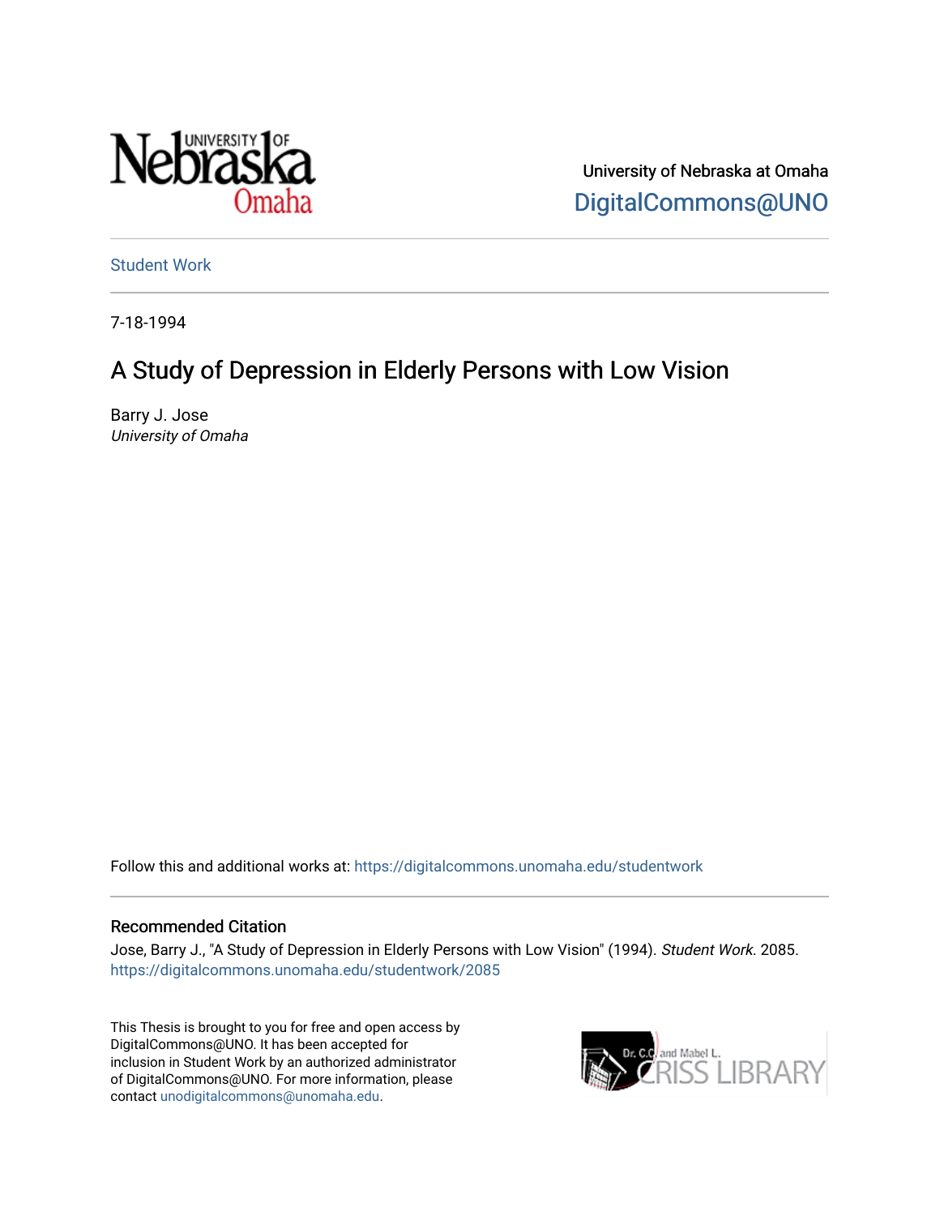University of Nebraska at Omaha

DigitalCommons@UNO

Student Work

7-18-1994

# A Study of Depression in Elderly Persons with Low Vision

Barry J. Jose

*University of Omaha*

Follow this and additional works at: https://digitalcommons.unomaha.edu/studentwork

## Recommended Citation

Jose, Barry J., "A Study of Depression in Elderly Persons with Low Vision" (1994). *Student Work*. 2085.
https://digitalcommons.unomaha.edu/studentwork/2085

This Thesis is brought to you for free and open access by DigitalCommons@UNO. It has been accepted for inclusion in Student Work by an authorized administrator of DigitalCommons@UNO. For more information, please contact unodigitalcommons@unomaha.edu.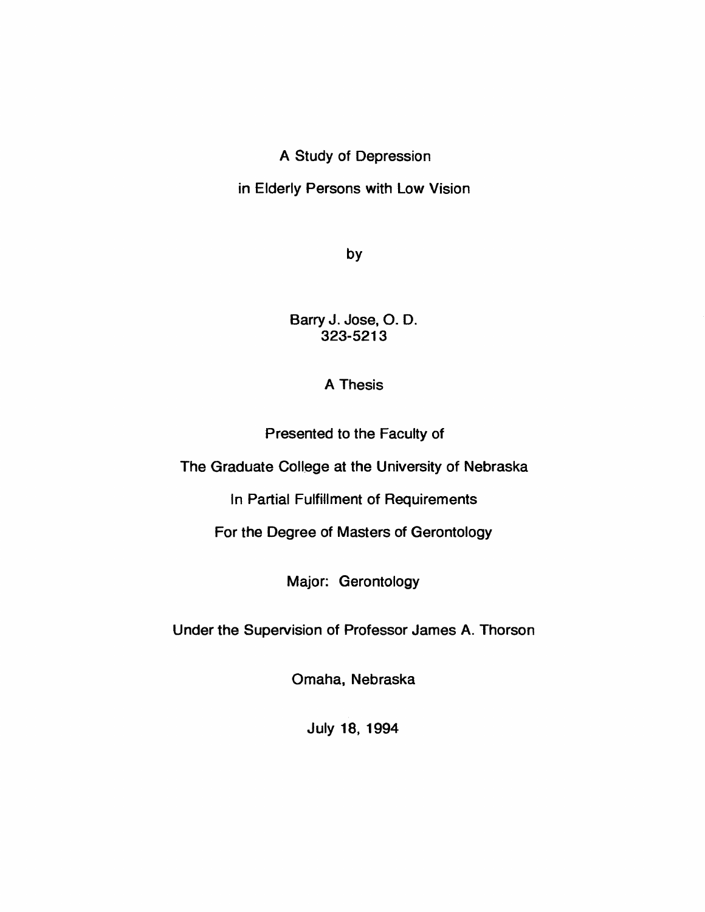# A Study of Depression

# in Elderly Persons with Low Vision

by

Barry J. Jose, O. D.
323-5213

A Thesis

Presented to the Faculty of

The Graduate College at the University of Nebraska

In Partial Fulfillment of Requirements

For the Degree of Masters of Gerontology

Major: Gerontology

Under the Supervision of Professor James A. Thorson

Omaha, Nebraska

July 18, 1994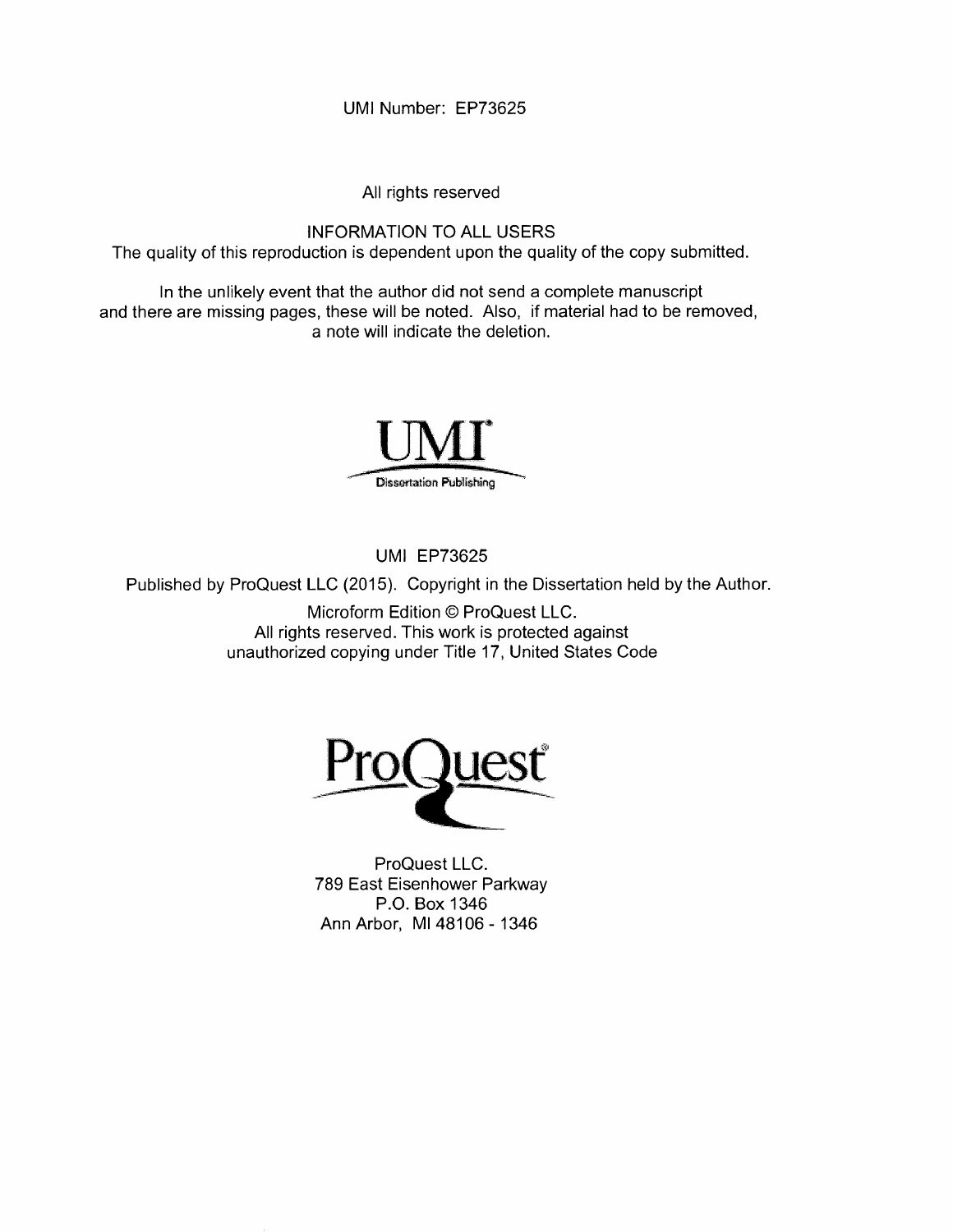UMI Number: EP73625

All rights reserved

INFORMATION TO ALL USERS
The quality of this reproduction is dependent upon the quality of the copy submitted.

In the unlikely event that the author did not send a complete manuscript and there are missing pages, these will be noted. Also, if material had to be removed, a note will indicate the deletion.

UMI
Dissertation Publishing

UMI EP73625

Published by ProQuest LLC (2015). Copyright in the Dissertation held by the Author.

Microform Edition © ProQuest LLC.
All rights reserved. This work is protected against unauthorized copying under Title 17, United States Code

ProQuest

ProQuest LLC.
789 East Eisenhower Parkway
P.O. Box 1346
Ann Arbor, MI 48106 - 1346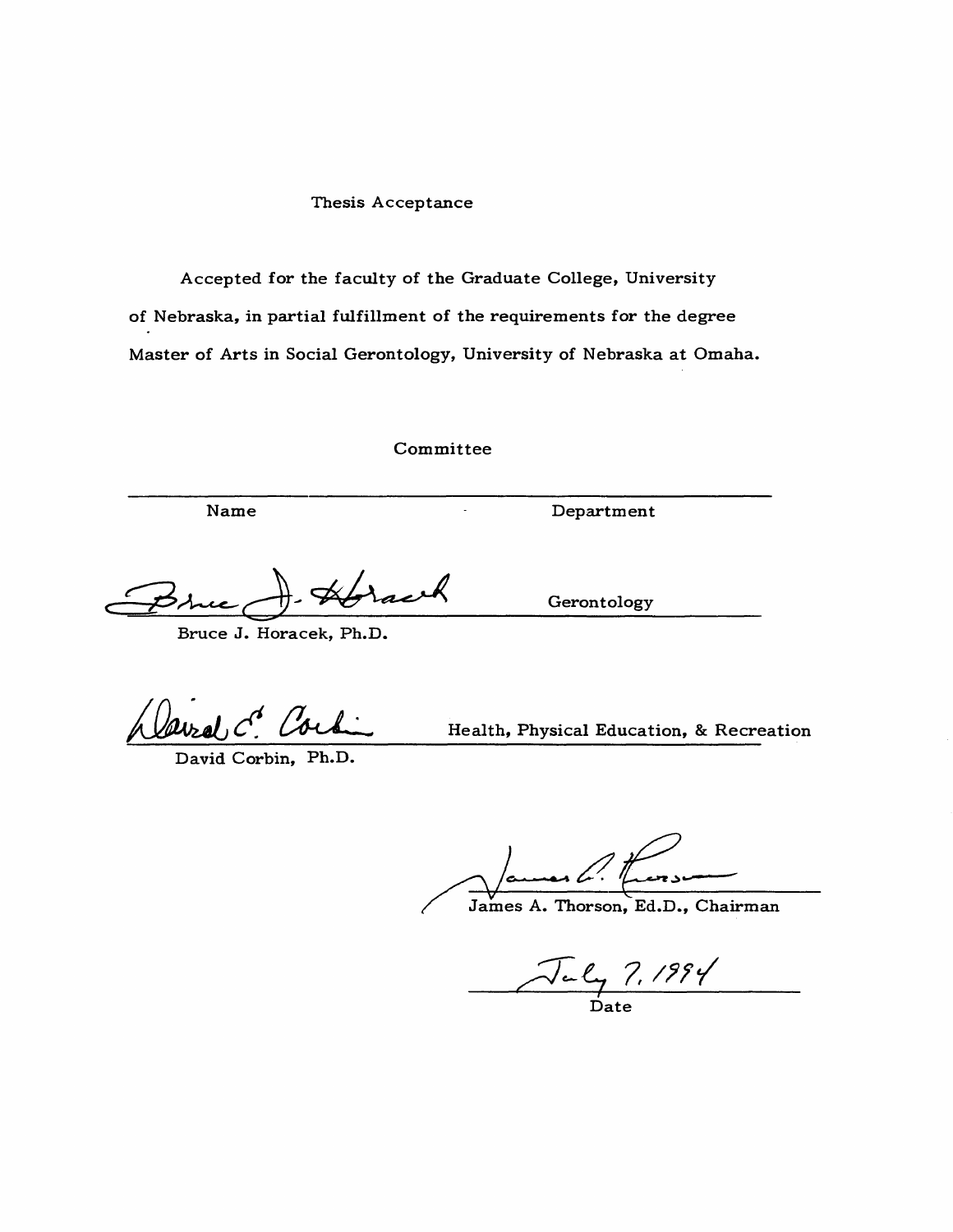# Thesis Acceptance

Accepted for the faculty of the Graduate College, University of Nebraska, in partial fulfillment of the requirements for the degree Master of Arts in Social Gerontology, University of Nebraska at Omaha.

## Committee

| Name | Department |
|---|---|
| Bruce J. Horacek, Ph.D. | Gerontology |
| David Corbin, Ph.D. | Health, Physical Education, & Recreation |

James A. Thorson, Ed.D., Chairman

July 7, 1994

Date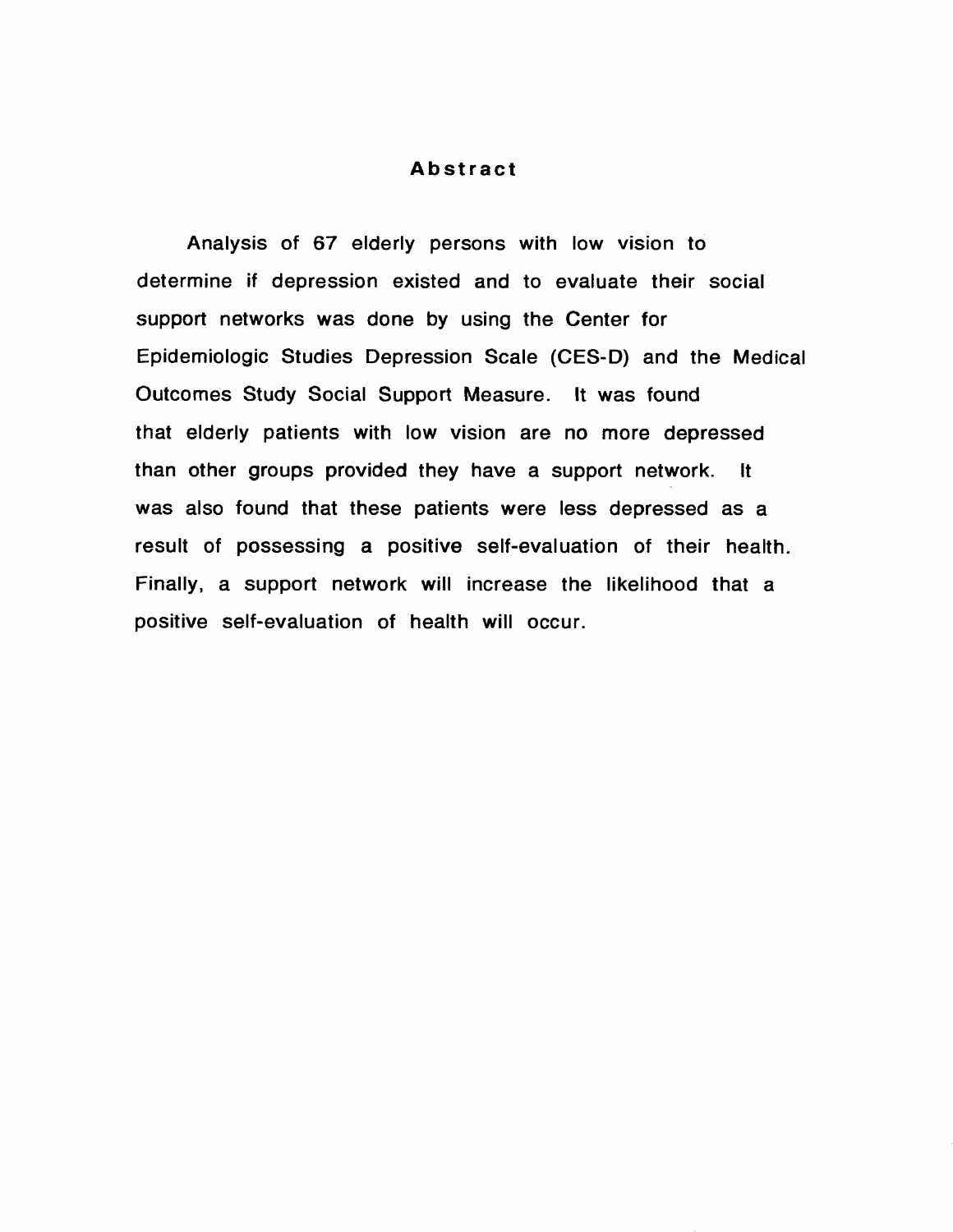## Abstract

Analysis of 67 elderly persons with low vision to determine if depression existed and to evaluate their social support networks was done by using the Center for Epidemiologic Studies Depression Scale (CES-D) and the Medical Outcomes Study Social Support Measure. It was found that elderly patients with low vision are no more depressed than other groups provided they have a support network. It was also found that these patients were less depressed as a result of possessing a positive self-evaluation of their health. Finally, a support network will increase the likelihood that a positive self-evaluation of health will occur.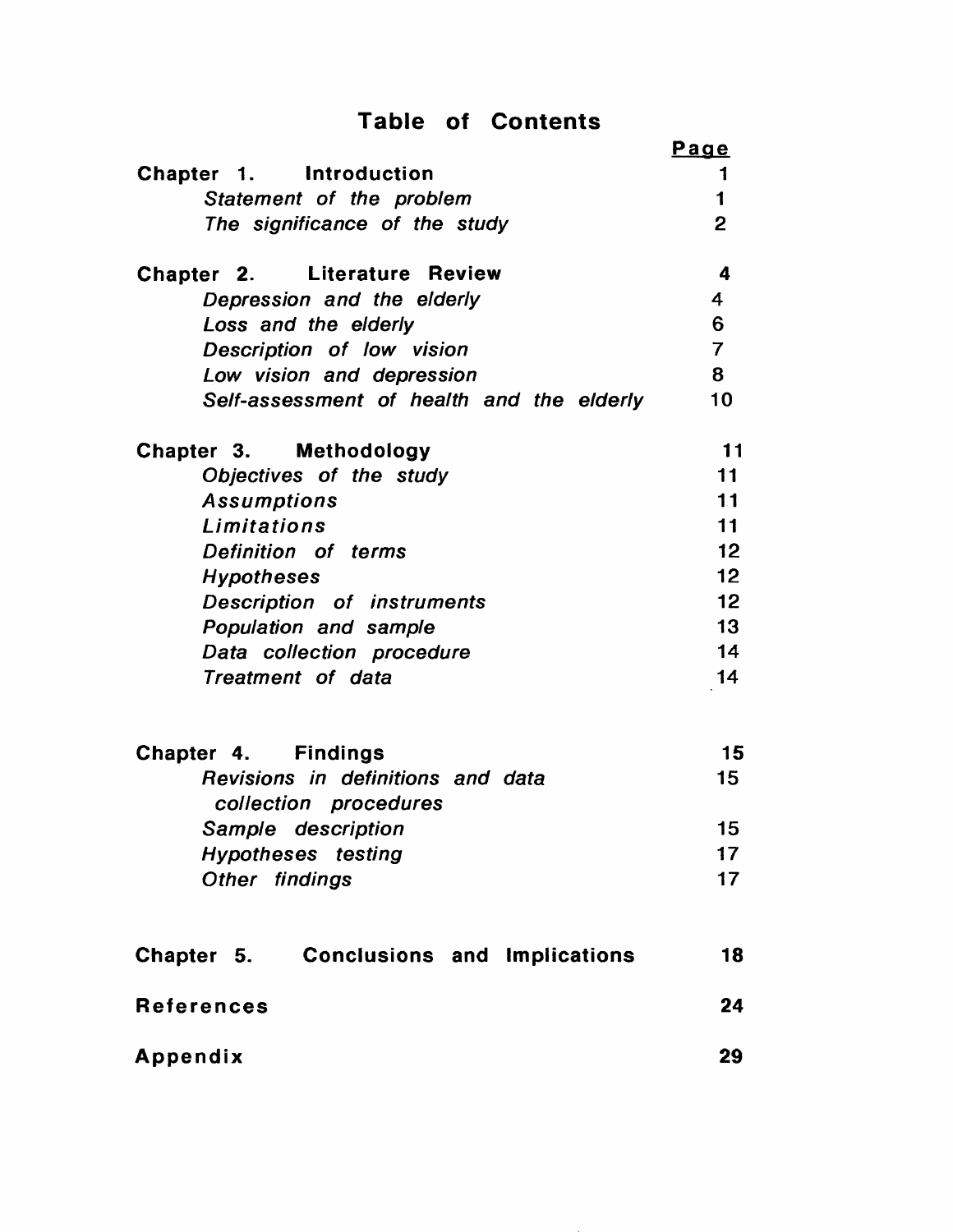# Table of Contents

| | Page |
|---|---|
| **Chapter 1. Introduction** | **1** |
| *Statement of the problem* | 1 |
| *The significance of the study* | 2 |
| **Chapter 2. Literature Review** | **4** |
| *Depression and the elderly* | 4 |
| *Loss and the elderly* | 6 |
| *Description of low vision* | 7 |
| *Low vision and depression* | 8 |
| *Self-assessment of health and the elderly* | 10 |
| **Chapter 3. Methodology** | **11** |
| *Objectives of the study* | 11 |
| *Assumptions* | 11 |
| *Limitations* | 11 |
| *Definition of terms* | 12 |
| *Hypotheses* | 12 |
| *Description of instruments* | 12 |
| *Population and sample* | 13 |
| *Data collection procedure* | 14 |
| *Treatment of data* | 14 |
| **Chapter 4. Findings** | **15** |
| *Revisions in definitions and data collection procedures* | 15 |
| *Sample description* | 15 |
| *Hypotheses testing* | 17 |
| *Other findings* | 17 |
| **Chapter 5. Conclusions and Implications** | **18** |
| **References** | **24** |
| **Appendix** | **29** |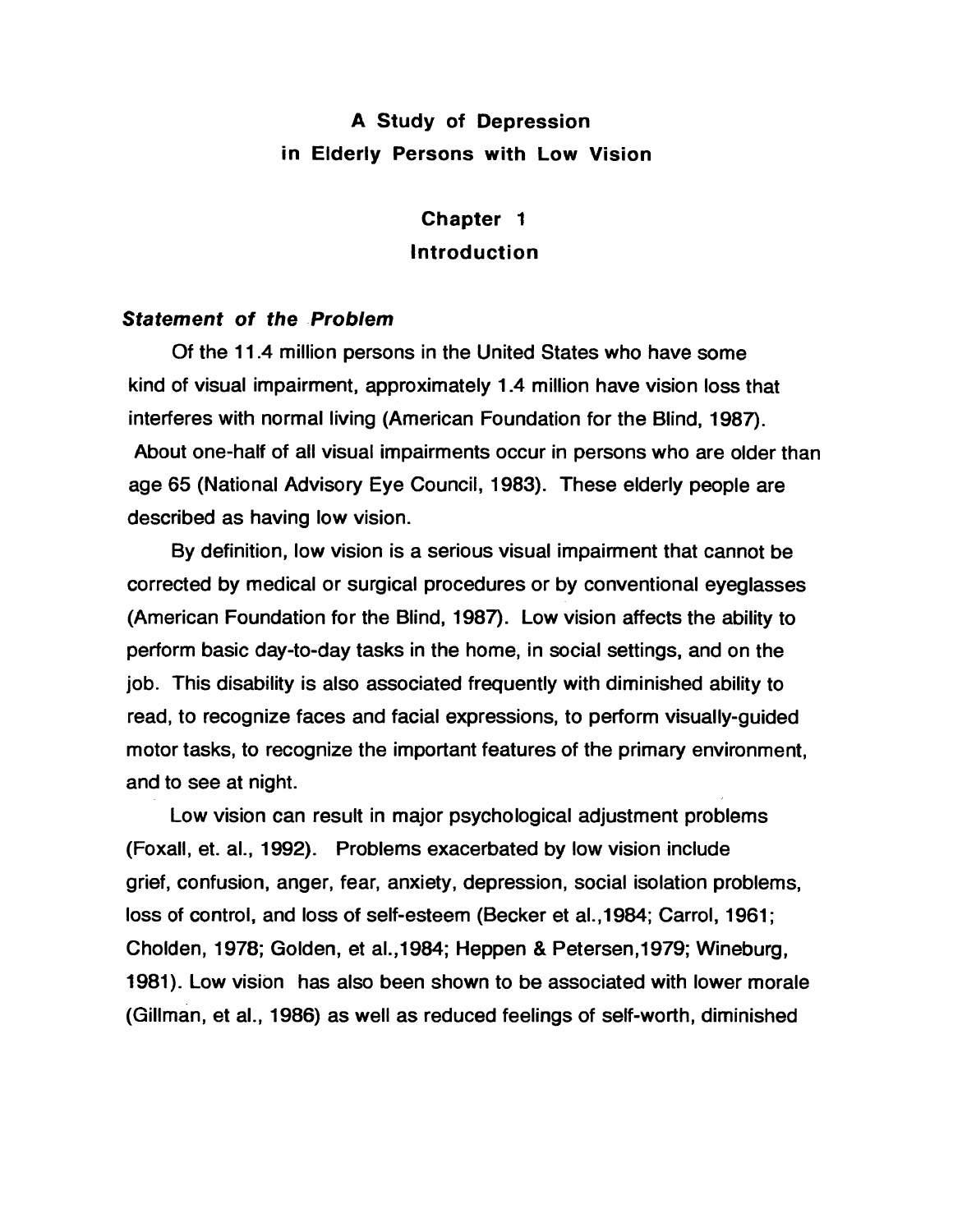# A Study of Depression in Elderly Persons with Low Vision

## Chapter 1
## Introduction

### *Statement of the Problem*

Of the 11.4 million persons in the United States who have some kind of visual impairment, approximately 1.4 million have vision loss that interferes with normal living (American Foundation for the Blind, 1987). About one-half of all visual impairments occur in persons who are older than age 65 (National Advisory Eye Council, 1983). These elderly people are described as having low vision.

By definition, low vision is a serious visual impairment that cannot be corrected by medical or surgical procedures or by conventional eyeglasses (American Foundation for the Blind, 1987). Low vision affects the ability to perform basic day-to-day tasks in the home, in social settings, and on the job. This disability is also associated frequently with diminished ability to read, to recognize faces and facial expressions, to perform visually-guided motor tasks, to recognize the important features of the primary environment, and to see at night.

Low vision can result in major psychological adjustment problems (Foxall, et. al., 1992). Problems exacerbated by low vision include grief, confusion, anger, fear, anxiety, depression, social isolation problems, loss of control, and loss of self-esteem (Becker et al.,1984; Carrol, 1961; Cholden, 1978; Golden, et al.,1984; Heppen & Petersen,1979; Wineburg, 1981). Low vision has also been shown to be associated with lower morale (Gillman, et al., 1986) as well as reduced feelings of self-worth, diminished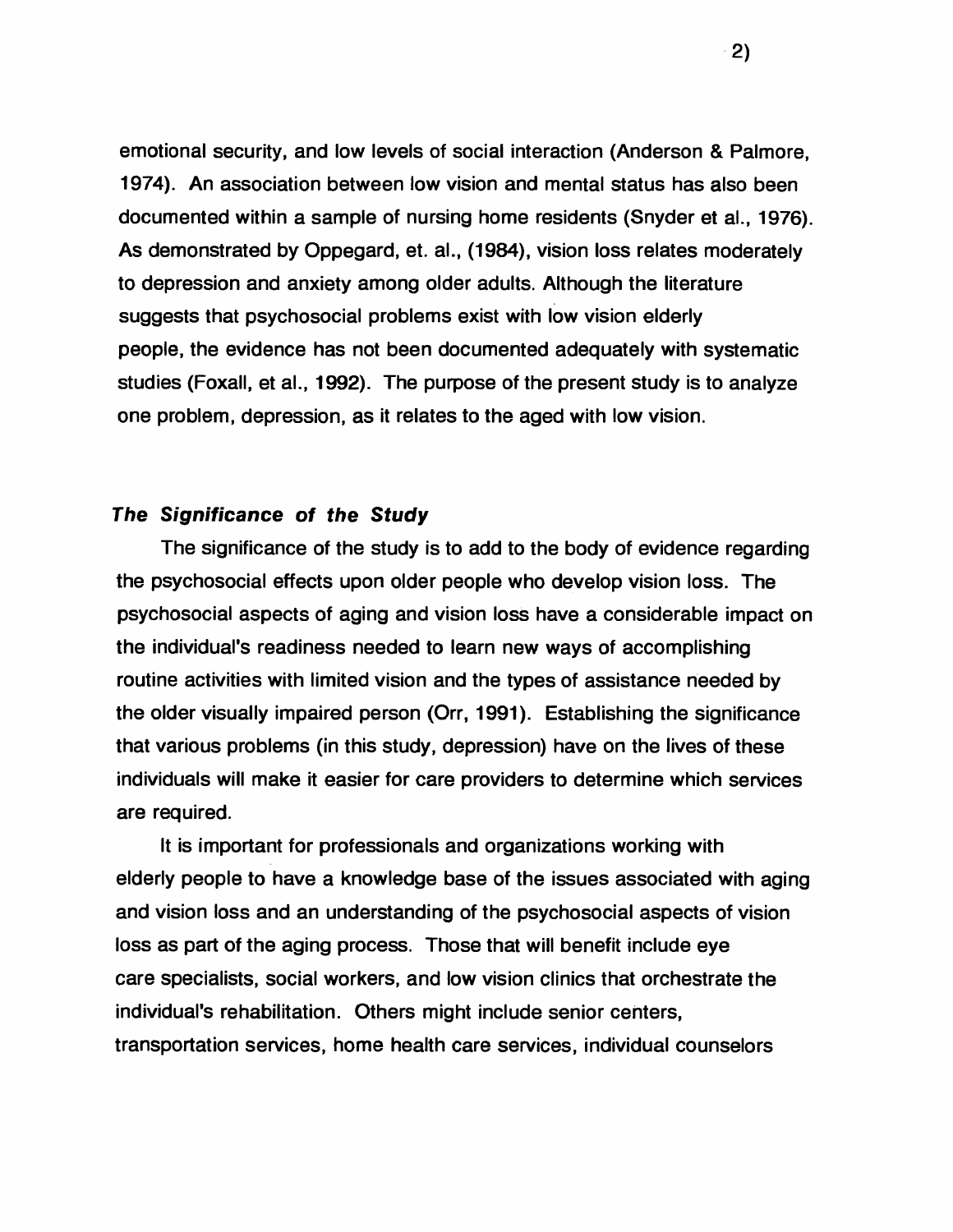emotional security, and low levels of social interaction (Anderson & Palmore, 1974). An association between low vision and mental status has also been documented within a sample of nursing home residents (Snyder et al., 1976). As demonstrated by Oppegard, et. al., (1984), vision loss relates moderately to depression and anxiety among older adults. Although the literature suggests that psychosocial problems exist with low vision elderly people, the evidence has not been documented adequately with systematic studies (Foxall, et al., 1992). The purpose of the present study is to analyze one problem, depression, as it relates to the aged with low vision.

### *The Significance of the Study*

The significance of the study is to add to the body of evidence regarding the psychosocial effects upon older people who develop vision loss. The psychosocial aspects of aging and vision loss have a considerable impact on the individual's readiness needed to learn new ways of accomplishing routine activities with limited vision and the types of assistance needed by the older visually impaired person (Orr, 1991). Establishing the significance that various problems (in this study, depression) have on the lives of these individuals will make it easier for care providers to determine which services are required.

It is important for professionals and organizations working with elderly people to have a knowledge base of the issues associated with aging and vision loss and an understanding of the psychosocial aspects of vision loss as part of the aging process. Those that will benefit include eye care specialists, social workers, and low vision clinics that orchestrate the individual's rehabilitation. Others might include senior centers, transportation services, home health care services, individual counselors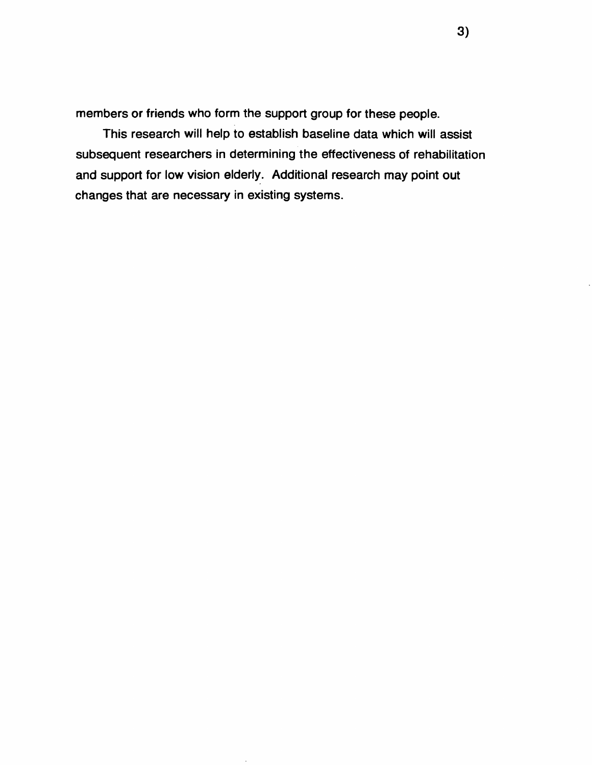members or friends who form the support group for these people.

This research will help to establish baseline data which will assist subsequent researchers in determining the effectiveness of rehabilitation and support for low vision elderly. Additional research may point out changes that are necessary in existing systems.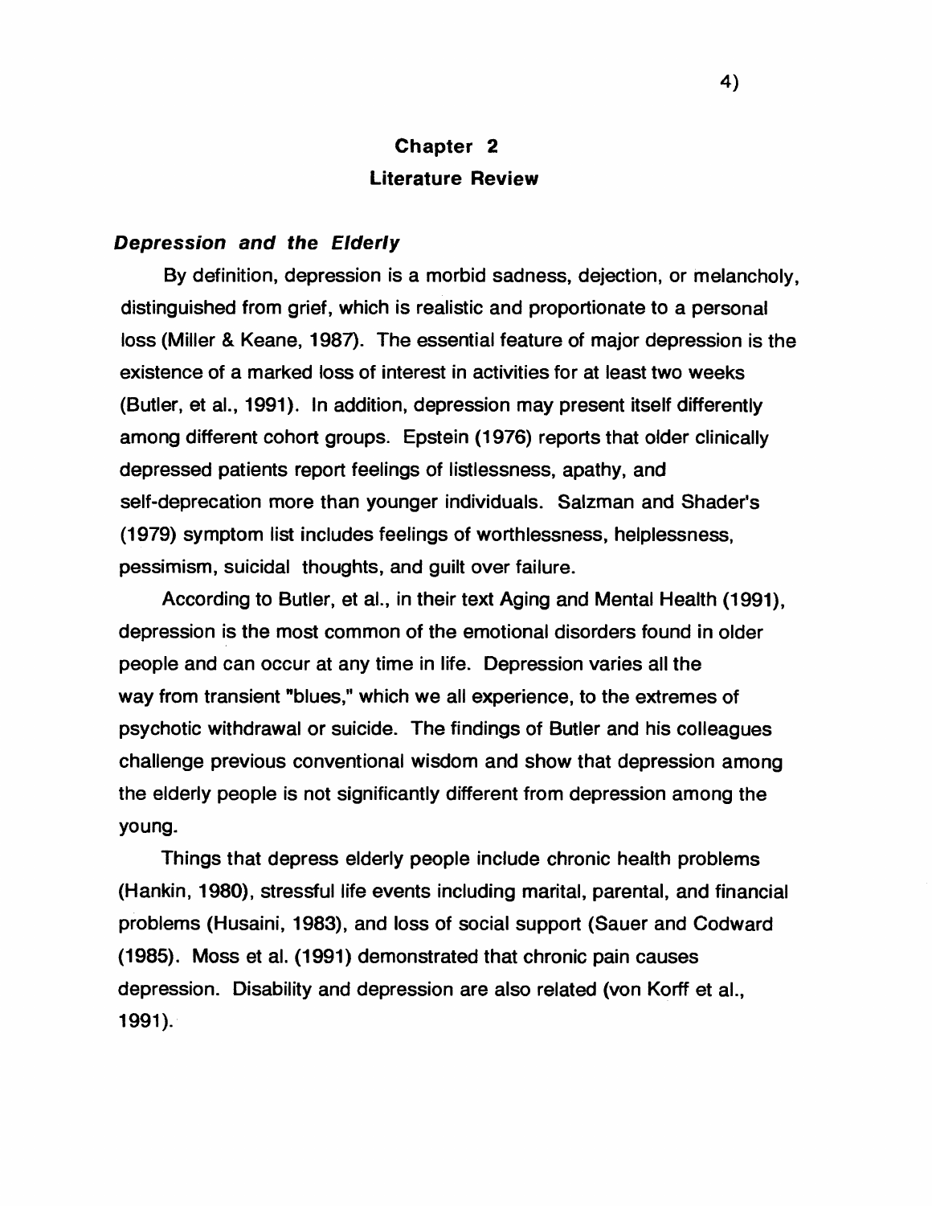# Chapter 2
## Literature Review

### *Depression and the Elderly*

By definition, depression is a morbid sadness, dejection, or melancholy, distinguished from grief, which is realistic and proportionate to a personal loss (Miller & Keane, 1987). The essential feature of major depression is the existence of a marked loss of interest in activities for at least two weeks (Butler, et al., 1991). In addition, depression may present itself differently among different cohort groups. Epstein (1976) reports that older clinically depressed patients report feelings of listlessness, apathy, and self-deprecation more than younger individuals. Salzman and Shader's (1979) symptom list includes feelings of worthlessness, helplessness, pessimism, suicidal thoughts, and guilt over failure.

According to Butler, et al., in their text Aging and Mental Health (1991), depression is the most common of the emotional disorders found in older people and can occur at any time in life. Depression varies all the way from transient "blues," which we all experience, to the extremes of psychotic withdrawal or suicide. The findings of Butler and his colleagues challenge previous conventional wisdom and show that depression among the elderly people is not significantly different from depression among the young.

Things that depress elderly people include chronic health problems (Hankin, 1980), stressful life events including marital, parental, and financial problems (Husaini, 1983), and loss of social support (Sauer and Codward (1985). Moss et al. (1991) demonstrated that chronic pain causes depression. Disability and depression are also related (von Korff et al., 1991).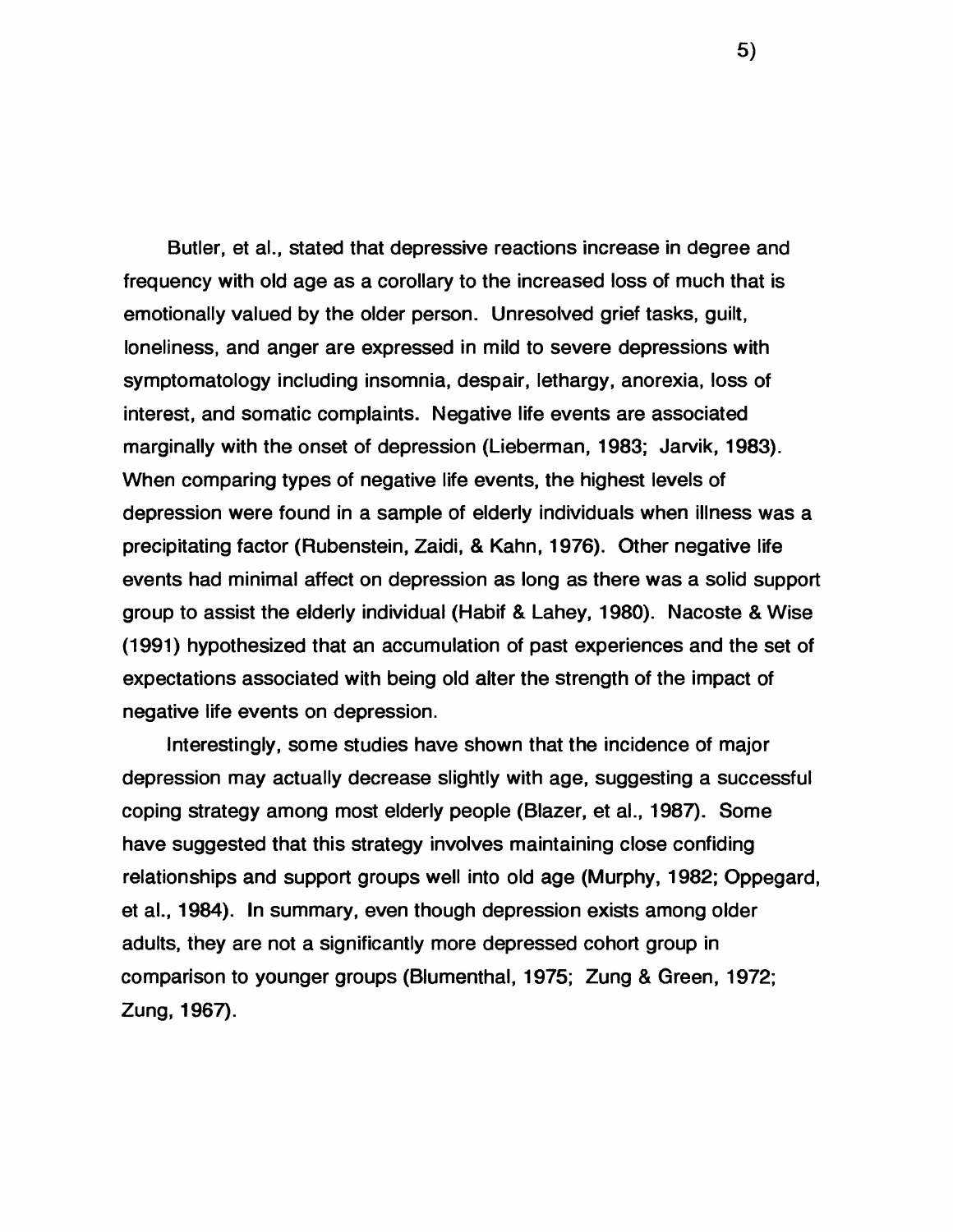Butler, et al., stated that depressive reactions increase in degree and frequency with old age as a corollary to the increased loss of much that is emotionally valued by the older person. Unresolved grief tasks, guilt, loneliness, and anger are expressed in mild to severe depressions with symptomatology including insomnia, despair, lethargy, anorexia, loss of interest, and somatic complaints. Negative life events are associated marginally with the onset of depression (Lieberman, 1983; Jarvik, 1983). When comparing types of negative life events, the highest levels of depression were found in a sample of elderly individuals when illness was a precipitating factor (Rubenstein, Zaidi, & Kahn, 1976). Other negative life events had minimal affect on depression as long as there was a solid support group to assist the elderly individual (Habif & Lahey, 1980). Nacoste & Wise (1991) hypothesized that an accumulation of past experiences and the set of expectations associated with being old alter the strength of the impact of negative life events on depression.

Interestingly, some studies have shown that the incidence of major depression may actually decrease slightly with age, suggesting a successful coping strategy among most elderly people (Blazer, et al., 1987). Some have suggested that this strategy involves maintaining close confiding relationships and support groups well into old age (Murphy, 1982; Oppegard, et al., 1984). In summary, even though depression exists among older adults, they are not a significantly more depressed cohort group in comparison to younger groups (Blumenthal, 1975; Zung & Green, 1972; Zung, 1967).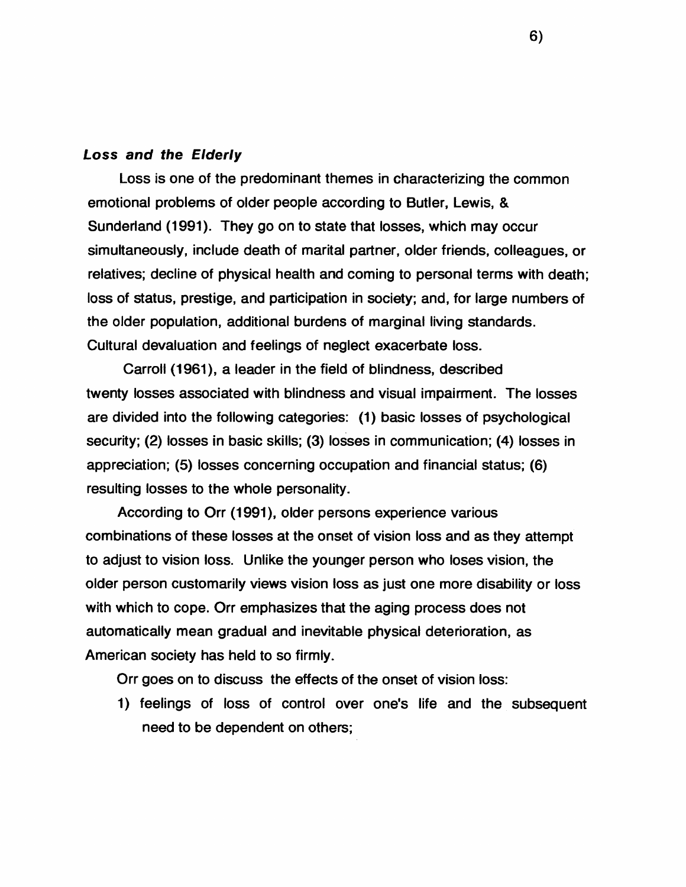### ***Loss and the Elderly***

Loss is one of the predominant themes in characterizing the common emotional problems of older people according to Butler, Lewis, & Sunderland (1991). They go on to state that losses, which may occur simultaneously, include death of marital partner, older friends, colleagues, or relatives; decline of physical health and coming to personal terms with death; loss of status, prestige, and participation in society; and, for large numbers of the older population, additional burdens of marginal living standards. Cultural devaluation and feelings of neglect exacerbate loss.

Carroll (1961), a leader in the field of blindness, described twenty losses associated with blindness and visual impairment. The losses are divided into the following categories: (1) basic losses of psychological security; (2) losses in basic skills; (3) losses in communication; (4) losses in appreciation; (5) losses concerning occupation and financial status; (6) resulting losses to the whole personality.

According to Orr (1991), older persons experience various combinations of these losses at the onset of vision loss and as they attempt to adjust to vision loss. Unlike the younger person who loses vision, the older person customarily views vision loss as just one more disability or loss with which to cope. Orr emphasizes that the aging process does not automatically mean gradual and inevitable physical deterioration, as American society has held to so firmly.

Orr goes on to discuss the effects of the onset of vision loss:

1) feelings of loss of control over one's life and the subsequent need to be dependent on others;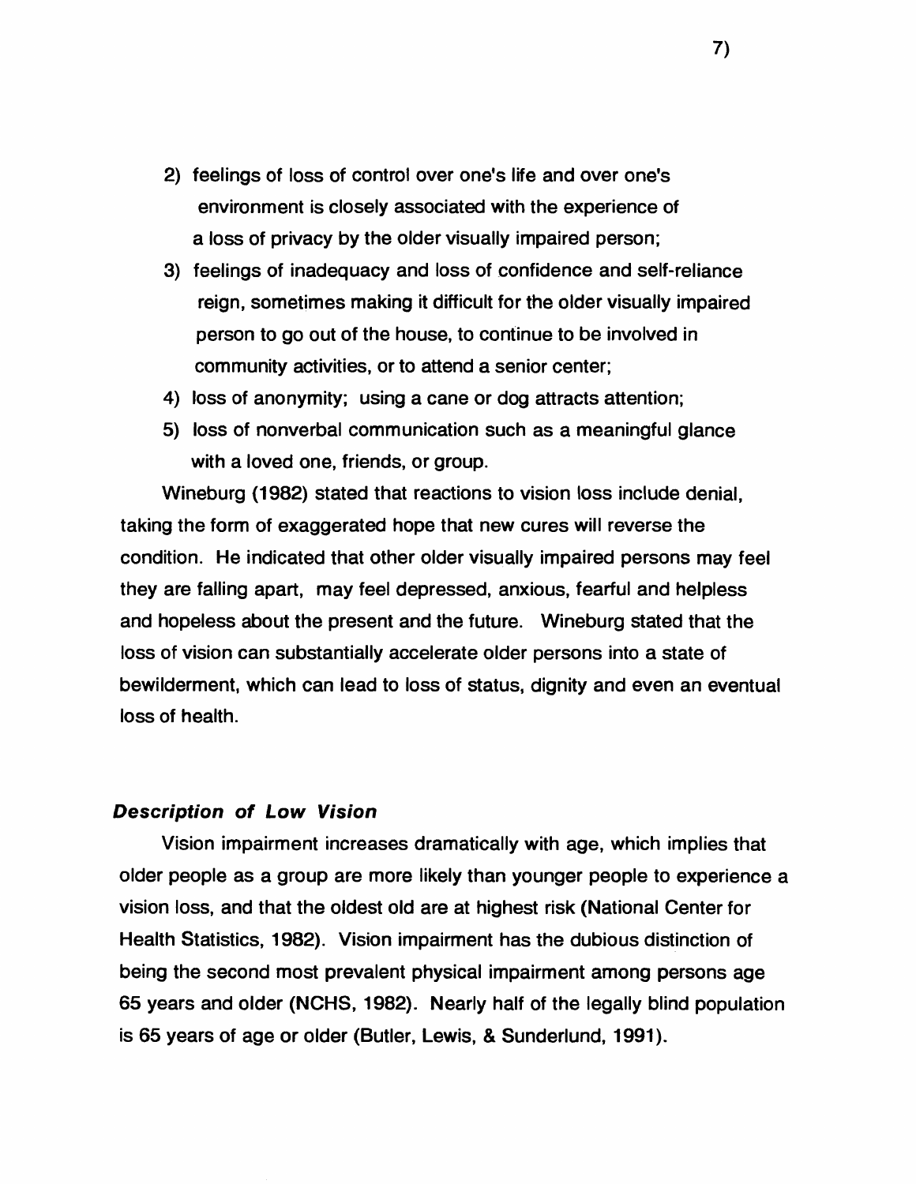2) feelings of loss of control over one's life and over one's environment is closely associated with the experience of a loss of privacy by the older visually impaired person;
3) feelings of inadequacy and loss of confidence and self-reliance reign, sometimes making it difficult for the older visually impaired person to go out of the house, to continue to be involved in community activities, or to attend a senior center;
4) loss of anonymity; using a cane or dog attracts attention;
5) loss of nonverbal communication such as a meaningful glance with a loved one, friends, or group.

Wineburg (1982) stated that reactions to vision loss include denial, taking the form of exaggerated hope that new cures will reverse the condition. He indicated that other older visually impaired persons may feel they are falling apart, may feel depressed, anxious, fearful and helpless and hopeless about the present and the future. Wineburg stated that the loss of vision can substantially accelerate older persons into a state of bewilderment, which can lead to loss of status, dignity and even an eventual loss of health.

### *Description of Low Vision*

Vision impairment increases dramatically with age, which implies that older people as a group are more likely than younger people to experience a vision loss, and that the oldest old are at highest risk (National Center for Health Statistics, 1982). Vision impairment has the dubious distinction of being the second most prevalent physical impairment among persons age 65 years and older (NCHS, 1982). Nearly half of the legally blind population is 65 years of age or older (Butler, Lewis, & Sunderlund, 1991).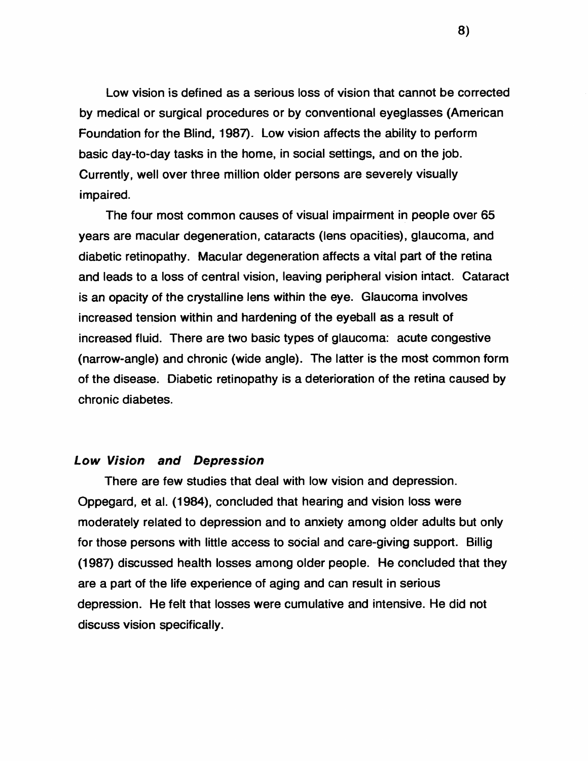Low vision is defined as a serious loss of vision that cannot be corrected by medical or surgical procedures or by conventional eyeglasses (American Foundation for the Blind, 1987). Low vision affects the ability to perform basic day-to-day tasks in the home, in social settings, and on the job. Currently, well over three million older persons are severely visually impaired.

The four most common causes of visual impairment in people over 65 years are macular degeneration, cataracts (lens opacities), glaucoma, and diabetic retinopathy. Macular degeneration affects a vital part of the retina and leads to a loss of central vision, leaving peripheral vision intact. Cataract is an opacity of the crystalline lens within the eye. Glaucoma involves increased tension within and hardening of the eyeball as a result of increased fluid. There are two basic types of glaucoma: acute congestive (narrow-angle) and chronic (wide angle). The latter is the most common form of the disease. Diabetic retinopathy is a deterioration of the retina caused by chronic diabetes.

### *Low Vision and Depression*

There are few studies that deal with low vision and depression. Oppegard, et al. (1984), concluded that hearing and vision loss were moderately related to depression and to anxiety among older adults but only for those persons with little access to social and care-giving support. Billig (1987) discussed health losses among older people. He concluded that they are a part of the life experience of aging and can result in serious depression. He felt that losses were cumulative and intensive. He did not discuss vision specifically.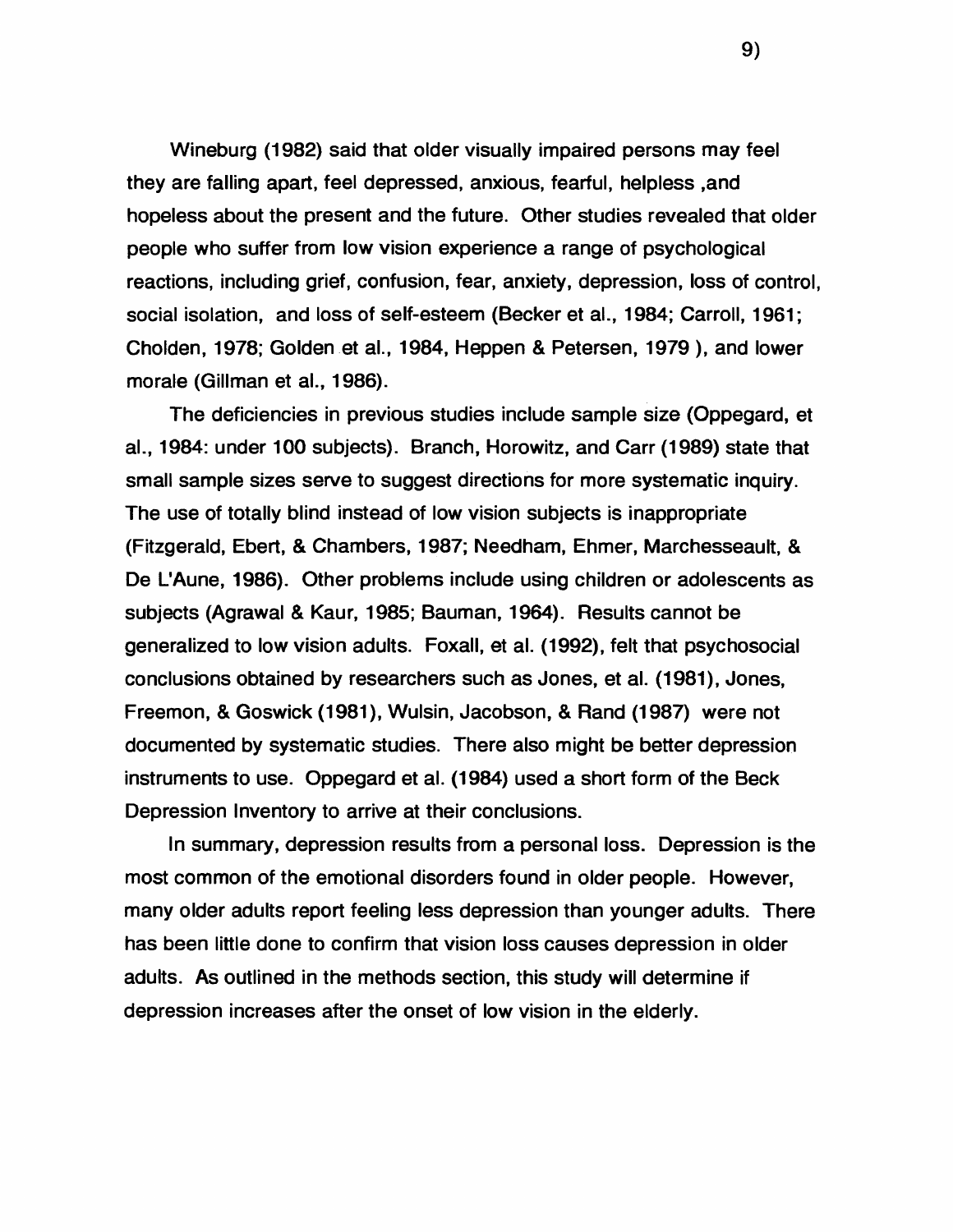Wineburg (1982) said that older visually impaired persons may feel they are falling apart, feel depressed, anxious, fearful, helpless ,and hopeless about the present and the future. Other studies revealed that older people who suffer from low vision experience a range of psychological reactions, including grief, confusion, fear, anxiety, depression, loss of control, social isolation, and loss of self-esteem (Becker et al., 1984; Carroll, 1961; Cholden, 1978; Golden et al., 1984, Heppen & Petersen, 1979 ), and lower morale (Gillman et al., 1986).

The deficiencies in previous studies include sample size (Oppegard, et al., 1984: under 100 subjects). Branch, Horowitz, and Carr (1989) state that small sample sizes serve to suggest directions for more systematic inquiry. The use of totally blind instead of low vision subjects is inappropriate (Fitzgerald, Ebert, & Chambers, 1987; Needham, Ehmer, Marchesseault, & De L'Aune, 1986). Other problems include using children or adolescents as subjects (Agrawal & Kaur, 1985; Bauman, 1964). Results cannot be generalized to low vision adults. Foxall, et al. (1992), felt that psychosocial conclusions obtained by researchers such as Jones, et al. (1981), Jones, Freemon, & Goswick (1981), Wulsin, Jacobson, & Rand (1987) were not documented by systematic studies. There also might be better depression instruments to use. Oppegard et al. (1984) used a short form of the Beck Depression Inventory to arrive at their conclusions.

In summary, depression results from a personal loss. Depression is the most common of the emotional disorders found in older people. However, many older adults report feeling less depression than younger adults. There has been little done to confirm that vision loss causes depression in older adults. As outlined in the methods section, this study will determine if depression increases after the onset of low vision in the elderly.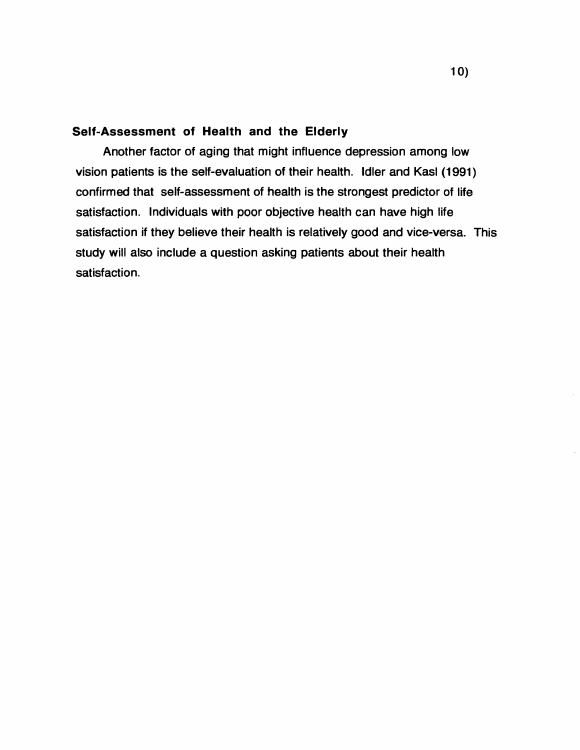## Self-Assessment of Health and the Elderly

Another factor of aging that might influence depression among low vision patients is the self-evaluation of their health. Idler and Kasl (1991) confirmed that self-assessment of health is the strongest predictor of life satisfaction. Individuals with poor objective health can have high life satisfaction if they believe their health is relatively good and vice-versa. This study will also include a question asking patients about their health satisfaction.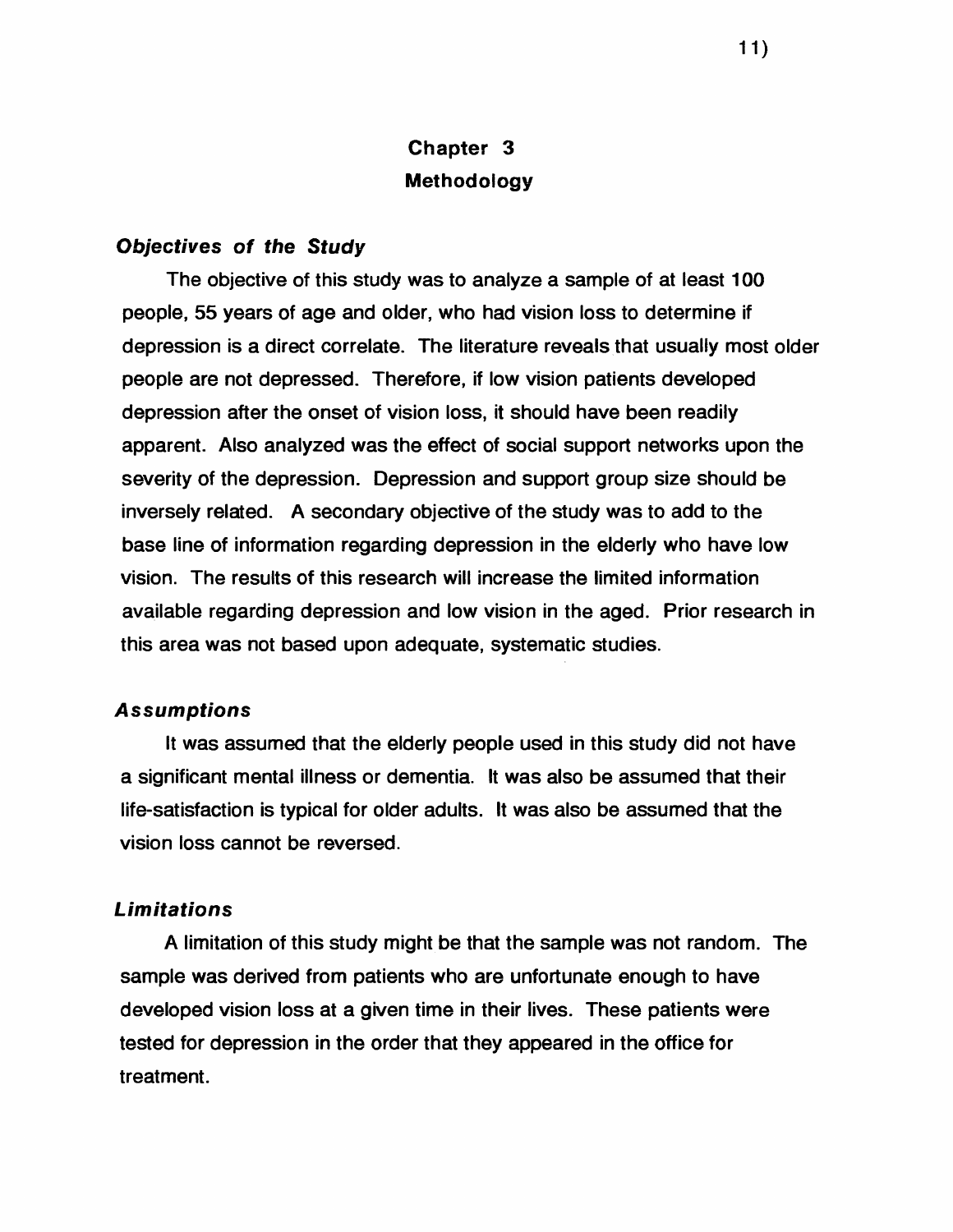# Chapter 3
## Methodology

### *Objectives of the Study*

The objective of this study was to analyze a sample of at least 100 people, 55 years of age and older, who had vision loss to determine if depression is a direct correlate. The literature reveals that usually most older people are not depressed. Therefore, if low vision patients developed depression after the onset of vision loss, it should have been readily apparent. Also analyzed was the effect of social support networks upon the severity of the depression. Depression and support group size should be inversely related. A secondary objective of the study was to add to the base line of information regarding depression in the elderly who have low vision. The results of this research will increase the limited information available regarding depression and low vision in the aged. Prior research in this area was not based upon adequate, systematic studies.

### *Assumptions*

It was assumed that the elderly people used in this study did not have a significant mental illness or dementia. It was also be assumed that their life-satisfaction is typical for older adults. It was also be assumed that the vision loss cannot be reversed.

### *Limitations*

A limitation of this study might be that the sample was not random. The sample was derived from patients who are unfortunate enough to have developed vision loss at a given time in their lives. These patients were tested for depression in the order that they appeared in the office for treatment.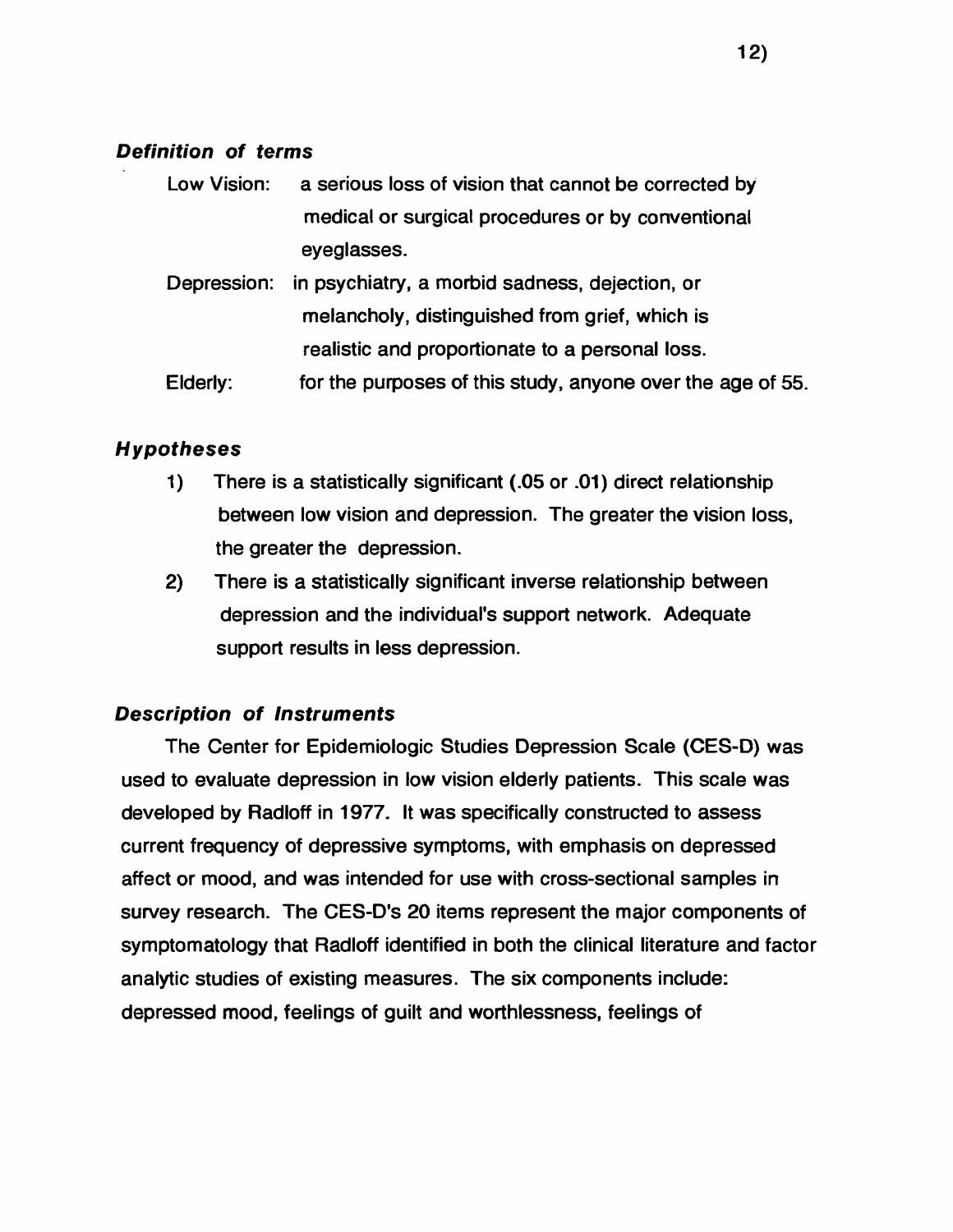### *Definition of terms*

Low Vision: a serious loss of vision that cannot be corrected by medical or surgical procedures or by conventional eyeglasses.

Depression: in psychiatry, a morbid sadness, dejection, or melancholy, distinguished from grief, which is realistic and proportionate to a personal loss.

Elderly: for the purposes of this study, anyone over the age of 55.

### *Hypotheses*

1) There is a statistically significant (.05 or .01) direct relationship between low vision and depression. The greater the vision loss, the greater the depression.
2) There is a statistically significant inverse relationship between depression and the individual's support network. Adequate support results in less depression.

### *Description of Instruments*

The Center for Epidemiologic Studies Depression Scale (CES-D) was used to evaluate depression in low vision elderly patients. This scale was developed by Radloff in 1977. It was specifically constructed to assess current frequency of depressive symptoms, with emphasis on depressed affect or mood, and was intended for use with cross-sectional samples in survey research. The CES-D's 20 items represent the major components of symptomatology that Radloff identified in both the clinical literature and factor analytic studies of existing measures. The six components include: depressed mood, feelings of guilt and worthlessness, feelings of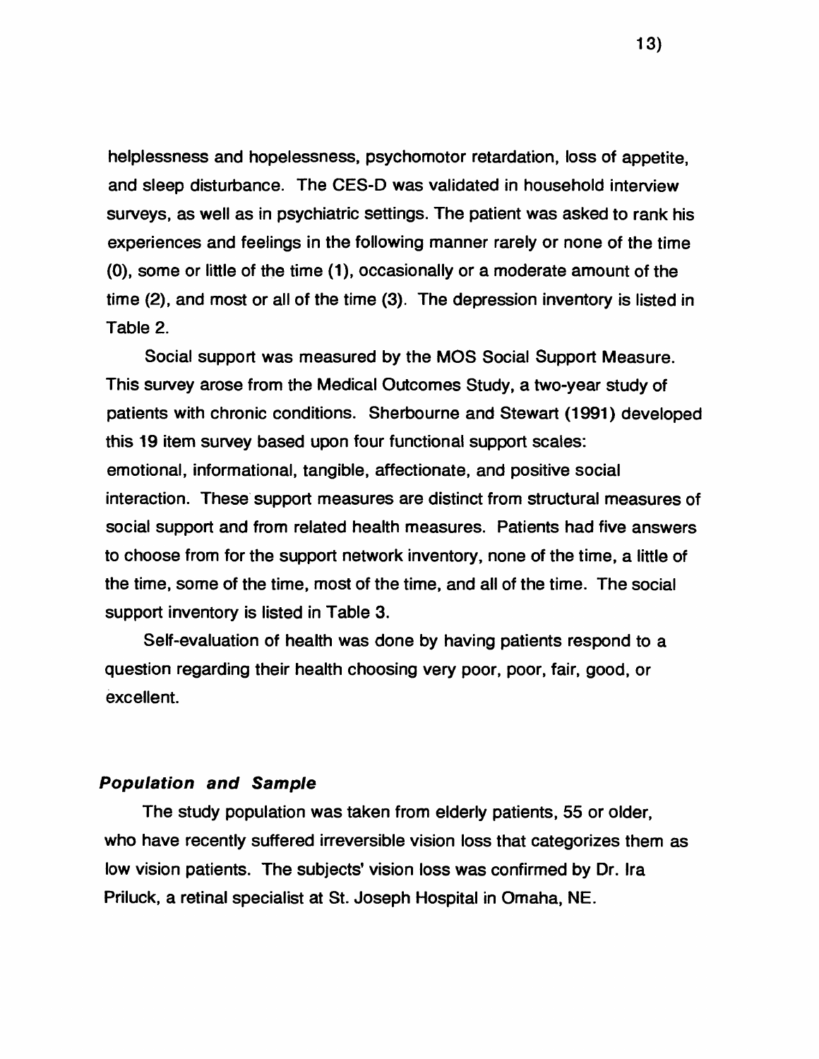helplessness and hopelessness, psychomotor retardation, loss of appetite, and sleep disturbance. The CES-D was validated in household interview surveys, as well as in psychiatric settings. The patient was asked to rank his experiences and feelings in the following manner rarely or none of the time (0), some or little of the time (1), occasionally or a moderate amount of the time (2), and most or all of the time (3). The depression inventory is listed in Table 2.

Social support was measured by the MOS Social Support Measure. This survey arose from the Medical Outcomes Study, a two-year study of patients with chronic conditions. Sherbourne and Stewart (1991) developed this 19 item survey based upon four functional support scales: emotional, informational, tangible, affectionate, and positive social interaction. These support measures are distinct from structural measures of social support and from related health measures. Patients had five answers to choose from for the support network inventory, none of the time, a little of the time, some of the time, most of the time, and all of the time. The social support inventory is listed in Table 3.

Self-evaluation of health was done by having patients respond to a question regarding their health choosing very poor, poor, fair, good, or excellent.

### *Population and Sample*

The study population was taken from elderly patients, 55 or older, who have recently suffered irreversible vision loss that categorizes them as low vision patients. The subjects' vision loss was confirmed by Dr. Ira Priluck, a retinal specialist at St. Joseph Hospital in Omaha, NE.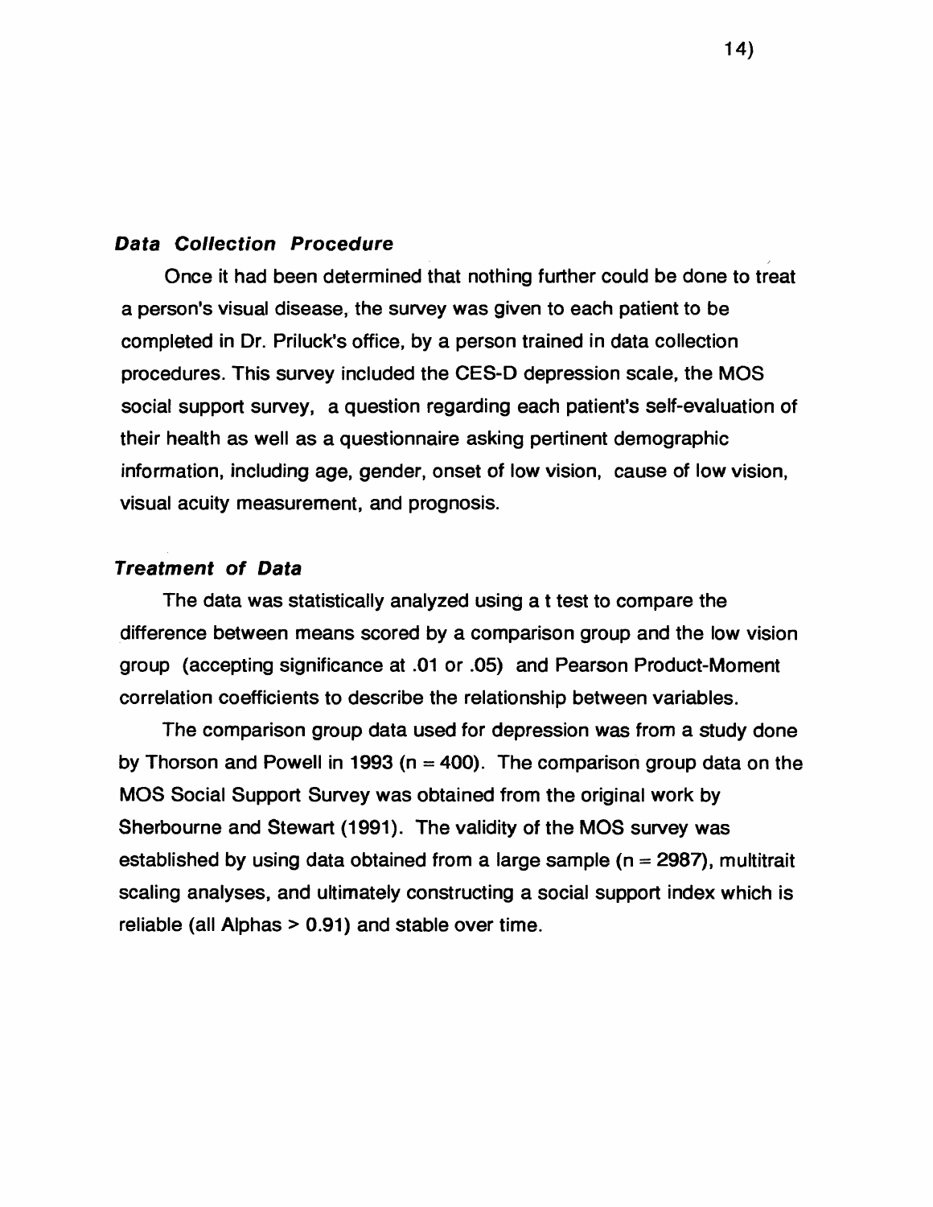### *Data Collection Procedure*

Once it had been determined that nothing further could be done to treat a person's visual disease, the survey was given to each patient to be completed in Dr. Priluck's office, by a person trained in data collection procedures. This survey included the CES-D depression scale, the MOS social support survey, a question regarding each patient's self-evaluation of their health as well as a questionnaire asking pertinent demographic information, including age, gender, onset of low vision, cause of low vision, visual acuity measurement, and prognosis.

### *Treatment of Data*

The data was statistically analyzed using a t test to compare the difference between means scored by a comparison group and the low vision group (accepting significance at .01 or .05) and Pearson Product-Moment correlation coefficients to describe the relationship between variables.

The comparison group data used for depression was from a study done by Thorson and Powell in 1993 ($n = 400$). The comparison group data on the MOS Social Support Survey was obtained from the original work by Sherbourne and Stewart (1991). The validity of the MOS survey was established by using data obtained from a large sample ($n = 2987$), multitrait scaling analyses, and ultimately constructing a social support index which is reliable (all Alphas $> 0.91$) and stable over time.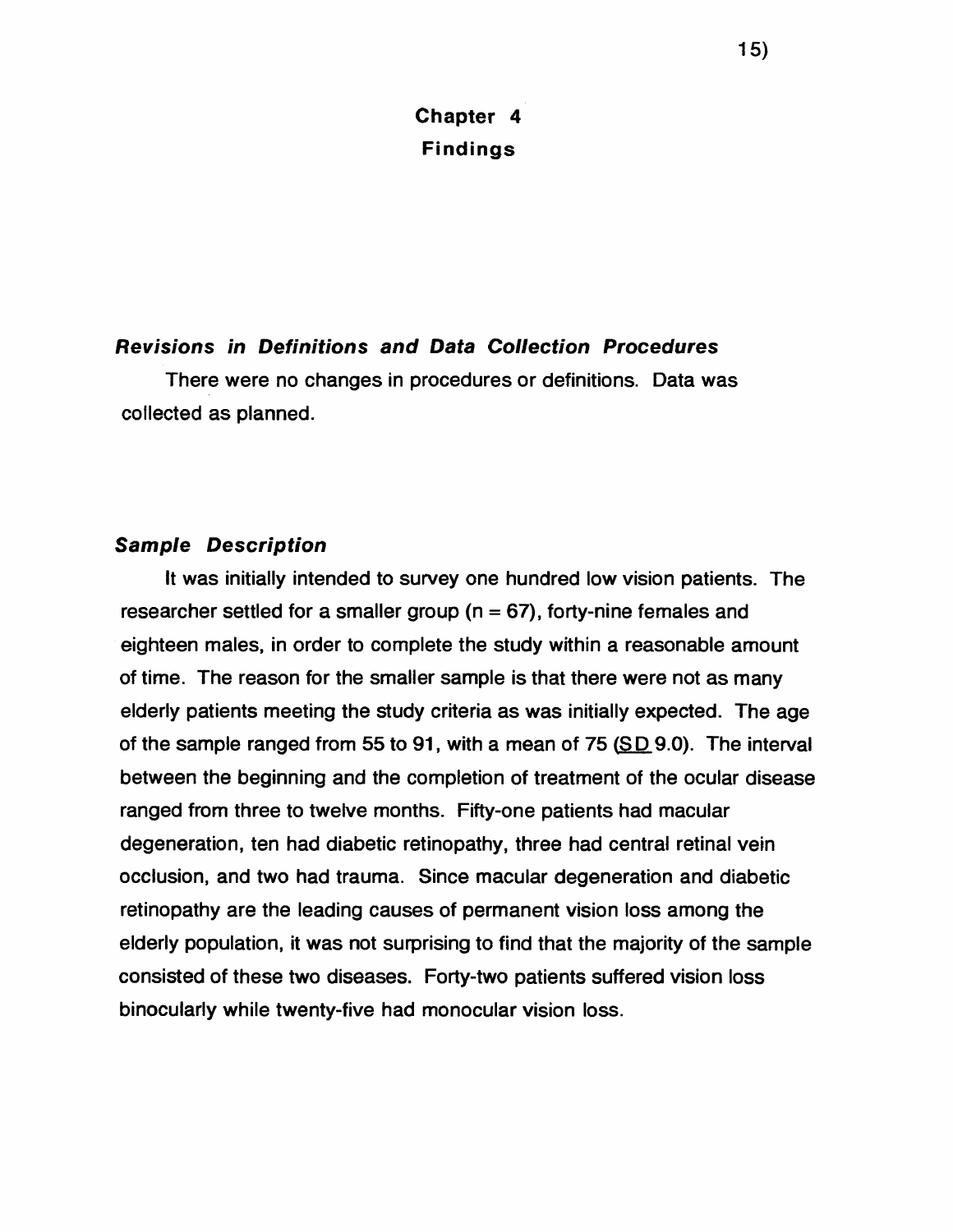# Chapter 4
# Findings

### *Revisions in Definitions and Data Collection Procedures*

There were no changes in procedures or definitions. Data was collected as planned.

### *Sample Description*

It was initially intended to survey one hundred low vision patients. The researcher settled for a smaller group (n = 67), forty-nine females and eighteen males, in order to complete the study within a reasonable amount of time. The reason for the smaller sample is that there were not as many elderly patients meeting the study criteria as was initially expected. The age of the sample ranged from 55 to 91, with a mean of 75 (SD 9.0). The interval between the beginning and the completion of treatment of the ocular disease ranged from three to twelve months. Fifty-one patients had macular degeneration, ten had diabetic retinopathy, three had central retinal vein occlusion, and two had trauma. Since macular degeneration and diabetic retinopathy are the leading causes of permanent vision loss among the elderly population, it was not surprising to find that the majority of the sample consisted of these two diseases. Forty-two patients suffered vision loss binocularly while twenty-five had monocular vision loss.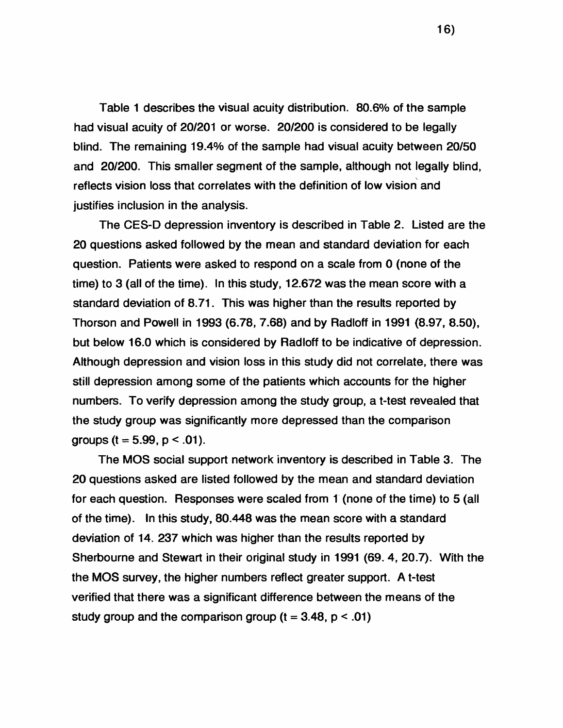Table 1 describes the visual acuity distribution. 80.6% of the sample had visual acuity of 20/201 or worse. 20/200 is considered to be legally blind. The remaining 19.4% of the sample had visual acuity between 20/50 and 20/200. This smaller segment of the sample, although not legally blind, reflects vision loss that correlates with the definition of low vision and justifies inclusion in the analysis.

The CES-D depression inventory is described in Table 2. Listed are the 20 questions asked followed by the mean and standard deviation for each question. Patients were asked to respond on a scale from 0 (none of the time) to 3 (all of the time). In this study, 12.672 was the mean score with a standard deviation of 8.71. This was higher than the results reported by Thorson and Powell in 1993 (6.78, 7.68) and by Radloff in 1991 (8.97, 8.50), but below 16.0 which is considered by Radloff to be indicative of depression. Although depression and vision loss in this study did not correlate, there was still depression among some of the patients which accounts for the higher numbers. To verify depression among the study group, a t-test revealed that the study group was significantly more depressed than the comparison groups ($t = 5.99$, $p < .01$).

The MOS social support network inventory is described in Table 3. The 20 questions asked are listed followed by the mean and standard deviation for each question. Responses were scaled from 1 (none of the time) to 5 (all of the time). In this study, 80.448 was the mean score with a standard deviation of 14. 237 which was higher than the results reported by Sherbourne and Stewart in their original study in 1991 (69. 4, 20.7). With the the MOS survey, the higher numbers reflect greater support. A t-test verified that there was a significant difference between the means of the study group and the comparison group ($t = 3.48$, $p < .01$)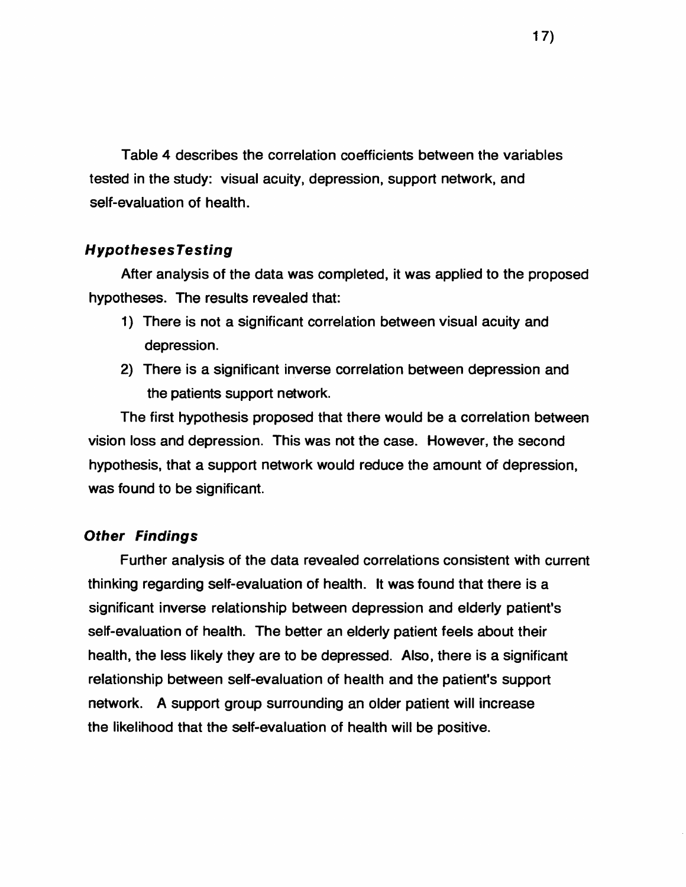Table 4 describes the correlation coefficients between the variables tested in the study: visual acuity, depression, support network, and self-evaluation of health.

### *HypothesesTesting*

After analysis of the data was completed, it was applied to the proposed hypotheses. The results revealed that:

1) There is not a significant correlation between visual acuity and depression.
2) There is a significant inverse correlation between depression and the patients support network.

The first hypothesis proposed that there would be a correlation between vision loss and depression. This was not the case. However, the second hypothesis, that a support network would reduce the amount of depression, was found to be significant.

### *Other Findings*

Further analysis of the data revealed correlations consistent with current thinking regarding self-evaluation of health. It was found that there is a significant inverse relationship between depression and elderly patient's self-evaluation of health. The better an elderly patient feels about their health, the less likely they are to be depressed. Also, there is a significant relationship between self-evaluation of health and the patient's support network. A support group surrounding an older patient will increase the likelihood that the self-evaluation of health will be positive.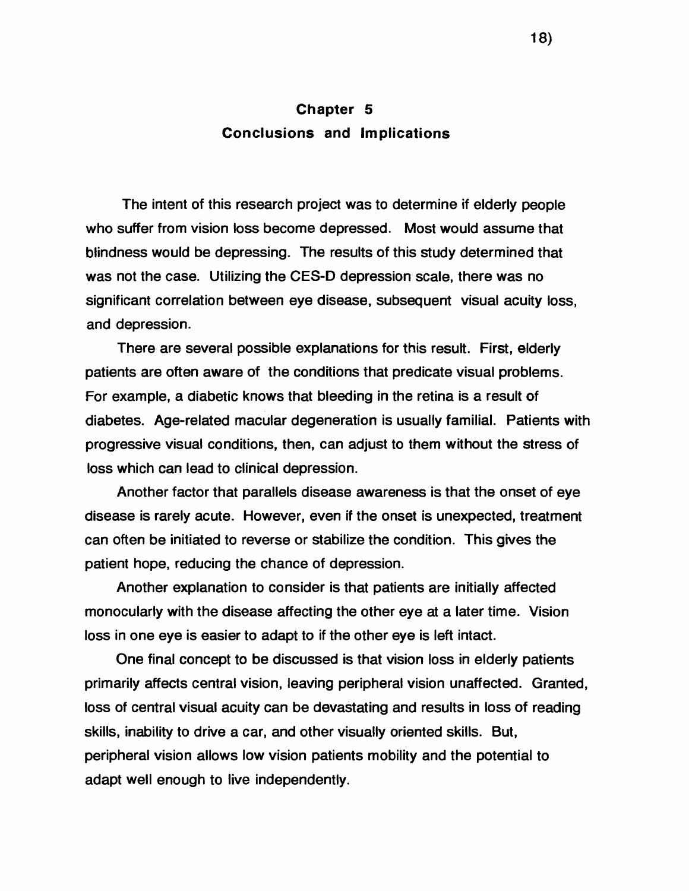# Chapter 5
## Conclusions and Implications

The intent of this research project was to determine if elderly people who suffer from vision loss become depressed. Most would assume that blindness would be depressing. The results of this study determined that was not the case. Utilizing the CES-D depression scale, there was no significant correlation between eye disease, subsequent visual acuity loss, and depression.

There are several possible explanations for this result. First, elderly patients are often aware of the conditions that predicate visual problems. For example, a diabetic knows that bleeding in the retina is a result of diabetes. Age-related macular degeneration is usually familial. Patients with progressive visual conditions, then, can adjust to them without the stress of loss which can lead to clinical depression.

Another factor that parallels disease awareness is that the onset of eye disease is rarely acute. However, even if the onset is unexpected, treatment can often be initiated to reverse or stabilize the condition. This gives the patient hope, reducing the chance of depression.

Another explanation to consider is that patients are initially affected monocularly with the disease affecting the other eye at a later time. Vision loss in one eye is easier to adapt to if the other eye is left intact.

One final concept to be discussed is that vision loss in elderly patients primarily affects central vision, leaving peripheral vision unaffected. Granted, loss of central visual acuity can be devastating and results in loss of reading skills, inability to drive a car, and other visually oriented skills. But, peripheral vision allows low vision patients mobility and the potential to adapt well enough to live independently.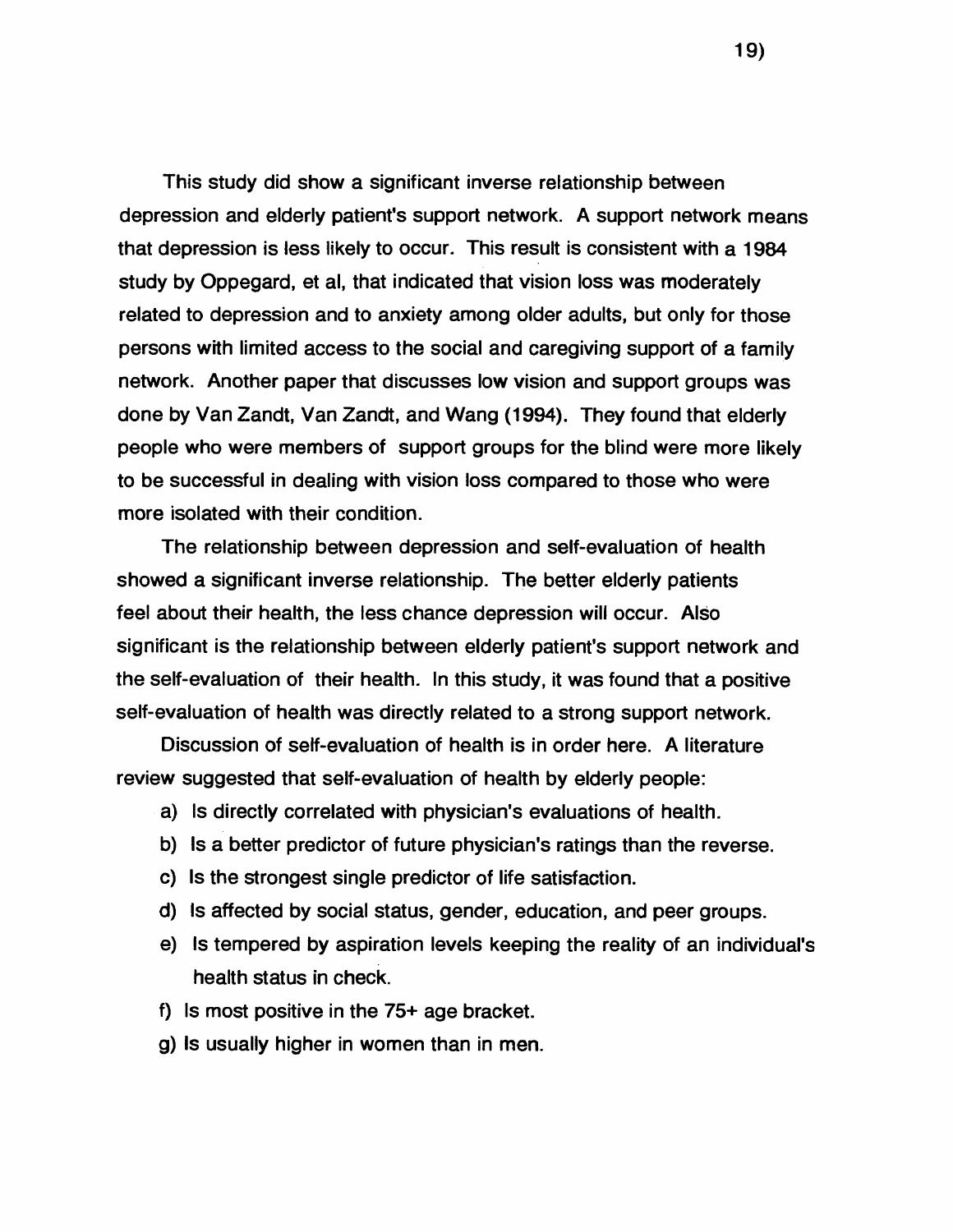This study did show a significant inverse relationship between depression and elderly patient's support network. A support network means that depression is less likely to occur. This result is consistent with a 1984 study by Oppegard, et al, that indicated that vision loss was moderately related to depression and to anxiety among older adults, but only for those persons with limited access to the social and caregiving support of a family network. Another paper that discusses low vision and support groups was done by Van Zandt, Van Zandt, and Wang (1994). They found that elderly people who were members of support groups for the blind were more likely to be successful in dealing with vision loss compared to those who were more isolated with their condition.

The relationship between depression and self-evaluation of health showed a significant inverse relationship. The better elderly patients feel about their health, the less chance depression will occur. Also significant is the relationship between elderly patient's support network and the self-evaluation of their health. In this study, it was found that a positive self-evaluation of health was directly related to a strong support network.

Discussion of self-evaluation of health is in order here. A literature review suggested that self-evaluation of health by elderly people:

a) Is directly correlated with physician's evaluations of health.
b) Is a better predictor of future physician's ratings than the reverse.
c) Is the strongest single predictor of life satisfaction.
d) Is affected by social status, gender, education, and peer groups.
e) Is tempered by aspiration levels keeping the reality of an individual's health status in check.
f) Is most positive in the 75+ age bracket.
g) Is usually higher in women than in men.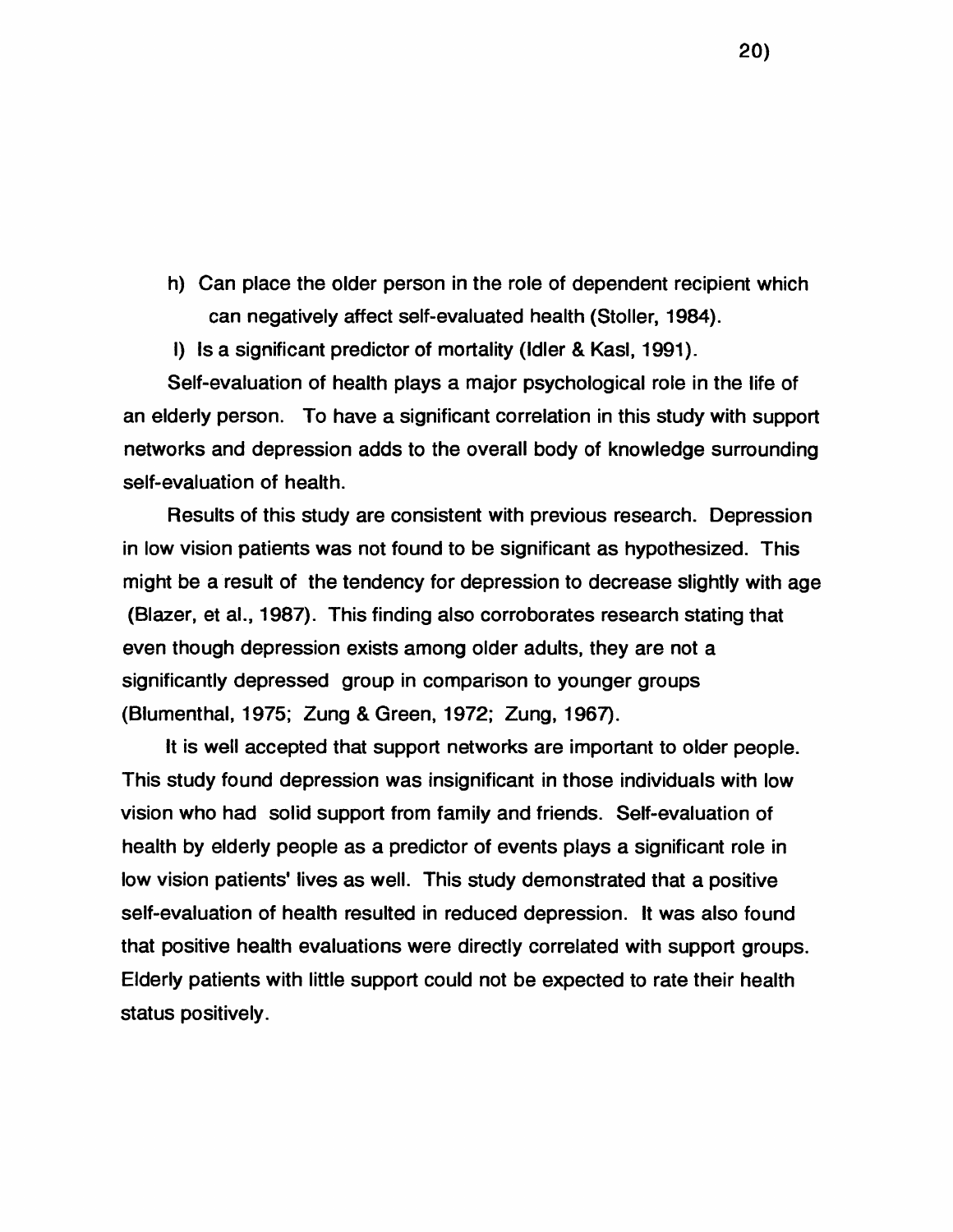h) Can place the older person in the role of dependent recipient which can negatively affect self-evaluated health (Stoller, 1984).

I) Is a significant predictor of mortality (Idler & Kasl, 1991).

Self-evaluation of health plays a major psychological role in the life of an elderly person. To have a significant correlation in this study with support networks and depression adds to the overall body of knowledge surrounding self-evaluation of health.

Results of this study are consistent with previous research. Depression in low vision patients was not found to be significant as hypothesized. This might be a result of the tendency for depression to decrease slightly with age (Blazer, et al., 1987). This finding also corroborates research stating that even though depression exists among older adults, they are not a significantly depressed group in comparison to younger groups (Blumenthal, 1975; Zung & Green, 1972; Zung, 1967).

It is well accepted that support networks are important to older people. This study found depression was insignificant in those individuals with low vision who had solid support from family and friends. Self-evaluation of health by elderly people as a predictor of events plays a significant role in low vision patients' lives as well. This study demonstrated that a positive self-evaluation of health resulted in reduced depression. It was also found that positive health evaluations were directly correlated with support groups. Elderly patients with little support could not be expected to rate their health status positively.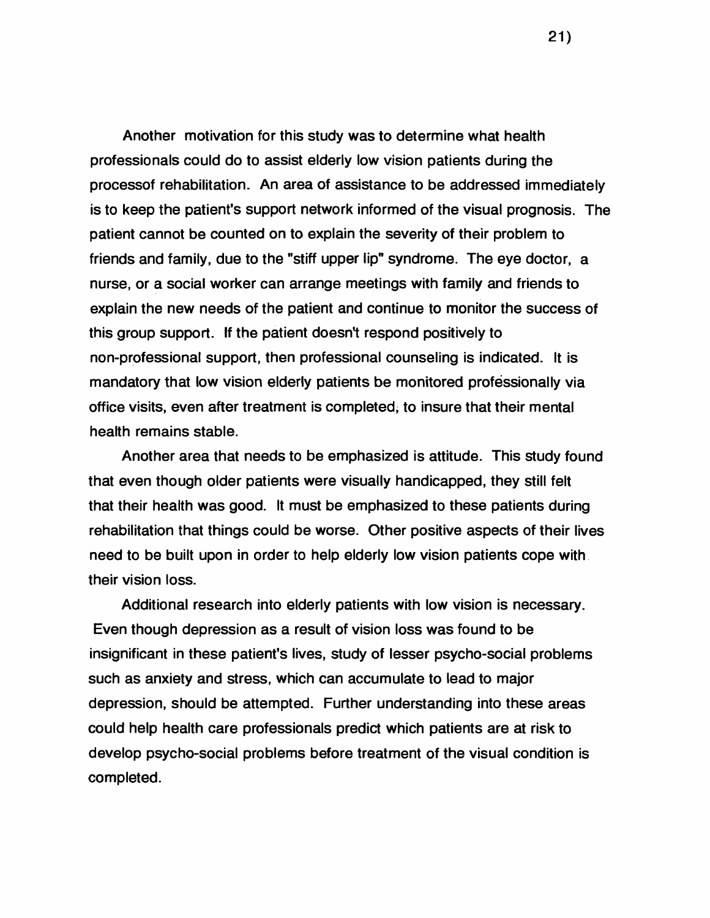Another motivation for this study was to determine what health professionals could do to assist elderly low vision patients during the processof rehabilitation. An area of assistance to be addressed immediately is to keep the patient's support network informed of the visual prognosis. The patient cannot be counted on to explain the severity of their problem to friends and family, due to the "stiff upper lip" syndrome. The eye doctor, a nurse, or a social worker can arrange meetings with family and friends to explain the new needs of the patient and continue to monitor the success of this group support. If the patient doesn't respond positively to non-professional support, then professional counseling is indicated. It is mandatory that low vision elderly patients be monitored professionally via office visits, even after treatment is completed, to insure that their mental health remains stable.

Another area that needs to be emphasized is attitude. This study found that even though older patients were visually handicapped, they still felt that their health was good. It must be emphasized to these patients during rehabilitation that things could be worse. Other positive aspects of their lives need to be built upon in order to help elderly low vision patients cope with their vision loss.

Additional research into elderly patients with low vision is necessary. Even though depression as a result of vision loss was found to be insignificant in these patient's lives, study of lesser psycho-social problems such as anxiety and stress, which can accumulate to lead to major depression, should be attempted. Further understanding into these areas could help health care professionals predict which patients are at risk to develop psycho-social problems before treatment of the visual condition is completed.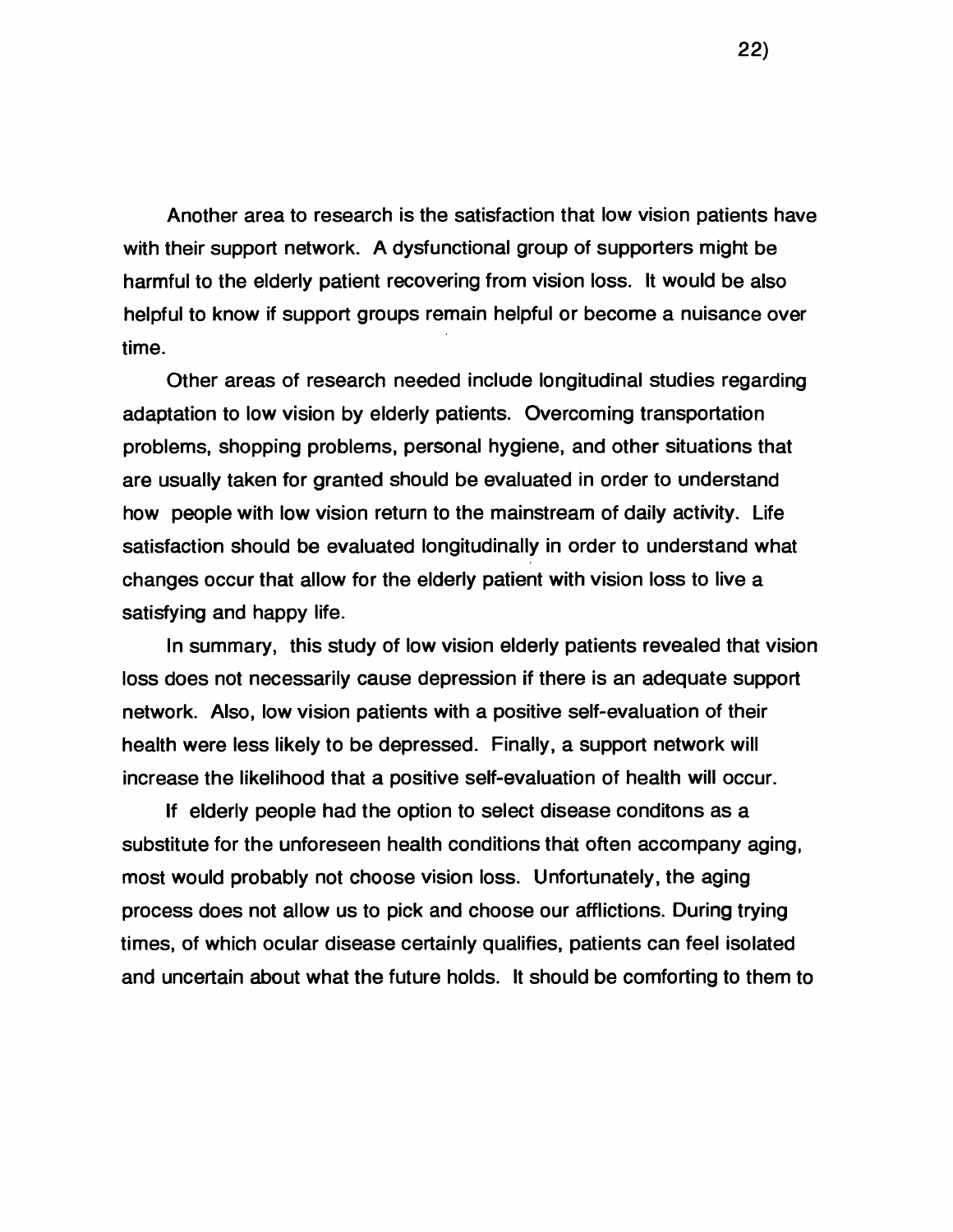Another area to research is the satisfaction that low vision patients have with their support network. A dysfunctional group of supporters might be harmful to the elderly patient recovering from vision loss. It would be also helpful to know if support groups remain helpful or become a nuisance over time.

Other areas of research needed include longitudinal studies regarding adaptation to low vision by elderly patients. Overcoming transportation problems, shopping problems, personal hygiene, and other situations that are usually taken for granted should be evaluated in order to understand how people with low vision return to the mainstream of daily activity. Life satisfaction should be evaluated longitudinally in order to understand what changes occur that allow for the elderly patient with vision loss to live a satisfying and happy life.

In summary, this study of low vision elderly patients revealed that vision loss does not necessarily cause depression if there is an adequate support network. Also, low vision patients with a positive self-evaluation of their health were less likely to be depressed. Finally, a support network will increase the likelihood that a positive self-evaluation of health will occur.

If elderly people had the option to select disease conditons as a substitute for the unforeseen health conditions that often accompany aging, most would probably not choose vision loss. Unfortunately, the aging process does not allow us to pick and choose our afflictions. During trying times, of which ocular disease certainly qualifies, patients can feel isolated and uncertain about what the future holds. It should be comforting to them to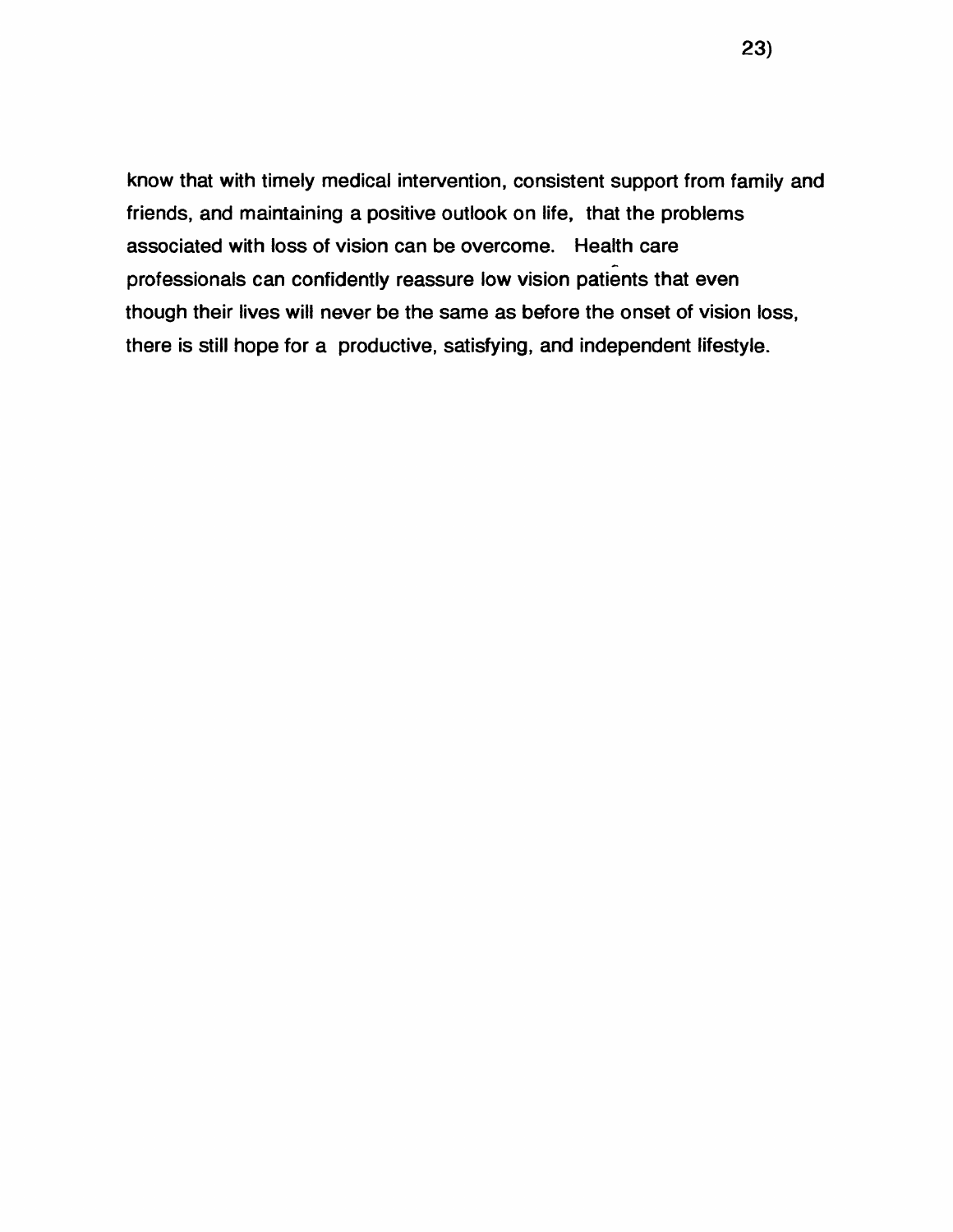know that with timely medical intervention, consistent support from family and friends, and maintaining a positive outlook on life, that the problems associated with loss of vision can be overcome. Health care professionals can confidently reassure low vision patients that even though their lives will never be the same as before the onset of vision loss, there is still hope for a productive, satisfying, and independent lifestyle.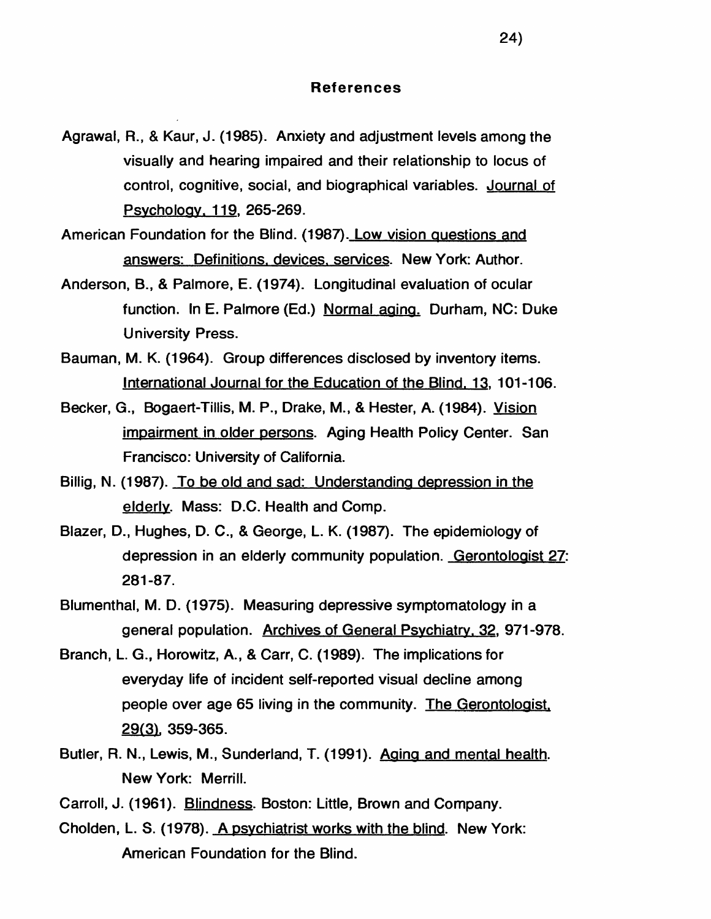## References

Agrawal, R., & Kaur, J. (1985). Anxiety and adjustment levels among the visually and hearing impaired and their relationship to locus of control, cognitive, social, and biographical variables. Journal of Psychology, 119, 265-269.

American Foundation for the Blind. (1987). Low vision questions and answers: Definitions, devices, services. New York: Author.

Anderson, B., & Palmore, E. (1974). Longitudinal evaluation of ocular function. In E. Palmore (Ed.) Normal aging. Durham, NC: Duke University Press.

Bauman, M. K. (1964). Group differences disclosed by inventory items. International Journal for the Education of the Blind, 13, 101-106.

Becker, G., Bogaert-Tillis, M. P., Drake, M., & Hester, A. (1984). Vision impairment in older persons. Aging Health Policy Center. San Francisco: University of California.

Billig, N. (1987). To be old and sad: Understanding depression in the elderly. Mass: D.C. Health and Comp.

Blazer, D., Hughes, D. C., & George, L. K. (1987). The epidemiology of depression in an elderly community population. Gerontologist 27: 281-87.

Blumenthal, M. D. (1975). Measuring depressive symptomatology in a general population. Archives of General Psychiatry, 32, 971-978.

Branch, L. G., Horowitz, A., & Carr, C. (1989). The implications for everyday life of incident self-reported visual decline among people over age 65 living in the community. The Gerontologist, 29(3), 359-365.

Butler, R. N., Lewis, M., Sunderland, T. (1991). Aging and mental health. New York: Merrill.

Carroll, J. (1961). Blindness. Boston: Little, Brown and Company.

Cholden, L. S. (1978). A psychiatrist works with the blind. New York: American Foundation for the Blind.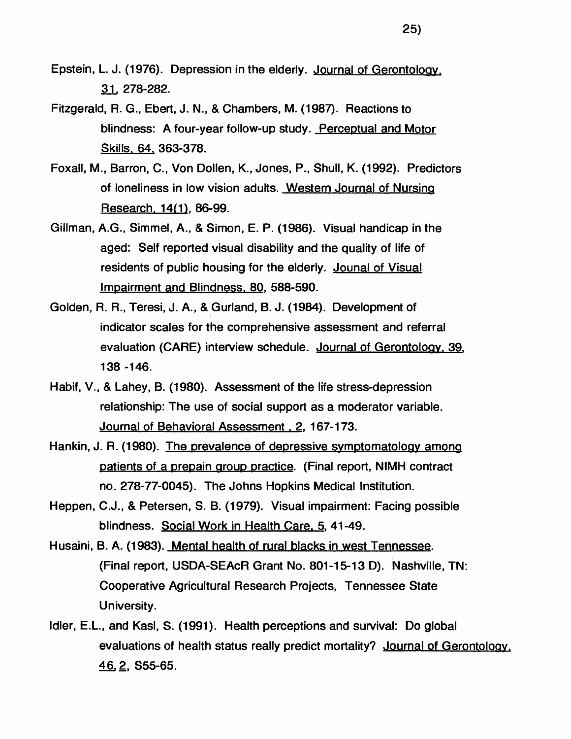Epstein, L. J. (1976). Depression in the elderly. Journal of Gerontology, 31, 278-282.

Fitzgerald, R. G., Ebert, J. N., & Chambers, M. (1987). Reactions to blindness: A four-year follow-up study. Perceptual and Motor Skills, 64, 363-378.

Foxall, M., Barron, C., Von Dollen, K., Jones, P., Shull, K. (1992). Predictors of loneliness in low vision adults. Western Journal of Nursing Research, 14(1), 86-99.

Gillman, A.G., Simmel, A., & Simon, E. P. (1986). Visual handicap in the aged: Self reported visual disability and the quality of life of residents of public housing for the elderly. Jounal of Visual Impairment and Blindness, 80, 588-590.

Golden, R. R., Teresi, J. A., & Gurland, B. J. (1984). Development of indicator scales for the comprehensive assessment and referral evaluation (CARE) interview schedule. Journal of Gerontology, 39, 138 -146.

Habif, V., & Lahey, B. (1980). Assessment of the life stress-depression relationship: The use of social support as a moderator variable. Journal of Behavioral Assessment , 2, 167-173.

Hankin, J. R. (1980). The prevalence of depressive symptomatology among patients of a prepain group practice. (Final report, NIMH contract no. 278-77-0045). The Johns Hopkins Medical Institution.

Heppen, C.J., & Petersen, S. B. (1979). Visual impairment: Facing possible blindness. Social Work in Health Care, 5, 41-49.

Husaini, B. A. (1983). Mental health of rural blacks in west Tennessee. (Final report, USDA-SEAcR Grant No. 801-15-13 D). Nashville, TN: Cooperative Agricultural Research Projects, Tennessee State University.

Idler, E.L., and Kasl, S. (1991). Health perceptions and survival: Do global evaluations of health status really predict mortality? Journal of Gerontology, 46, 2, S55-65.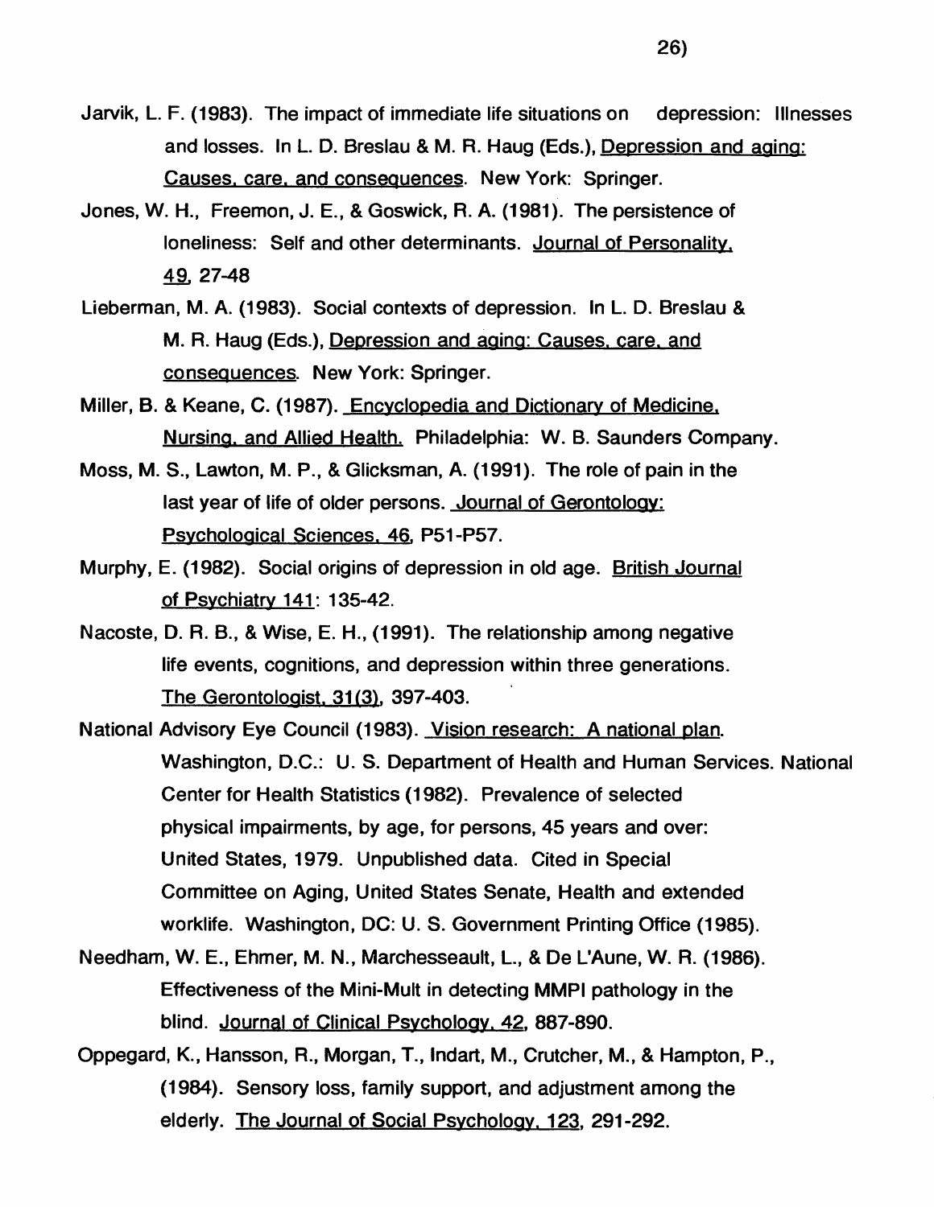Jarvik, L. F. (1983). The impact of immediate life situations on depression: Illnesses and losses. In L. D. Breslau & M. R. Haug (Eds.), Depression and aging: Causes, care, and consequences. New York: Springer.

Jones, W. H., Freemon, J. E., & Goswick, R. A. (1981). The persistence of loneliness: Self and other determinants. Journal of Personality, 49, 27-48

Lieberman, M. A. (1983). Social contexts of depression. In L. D. Breslau & M. R. Haug (Eds.), Depression and aging: Causes, care, and consequences. New York: Springer.

Miller, B. & Keane, C. (1987). Encyclopedia and Dictionary of Medicine, Nursing, and Allied Health. Philadelphia: W. B. Saunders Company.

Moss, M. S., Lawton, M. P., & Glicksman, A. (1991). The role of pain in the last year of life of older persons. Journal of Gerontology: Psychological Sciences, 46, P51-P57.

Murphy, E. (1982). Social origins of depression in old age. British Journal of Psychiatry 141: 135-42.

Nacoste, D. R. B., & Wise, E. H., (1991). The relationship among negative life events, cognitions, and depression within three generations. The Gerontologist, 31(3), 397-403.

National Advisory Eye Council (1983). Vision research: A national plan. Washington, D.C.: U. S. Department of Health and Human Services. National Center for Health Statistics (1982). Prevalence of selected physical impairments, by age, for persons, 45 years and over: United States, 1979. Unpublished data. Cited in Special Committee on Aging, United States Senate, Health and extended worklife. Washington, DC: U. S. Government Printing Office (1985).

Needham, W. E., Ehmer, M. N., Marchesseault, L., & De L'Aune, W. R. (1986). Effectiveness of the Mini-Mult in detecting MMPI pathology in the blind. Journal of Clinical Psychology, 42, 887-890.

Oppegard, K., Hansson, R., Morgan, T., Indart, M., Crutcher, M., & Hampton, P., (1984). Sensory loss, family support, and adjustment among the elderly. The Journal of Social Psychology, 123, 291-292.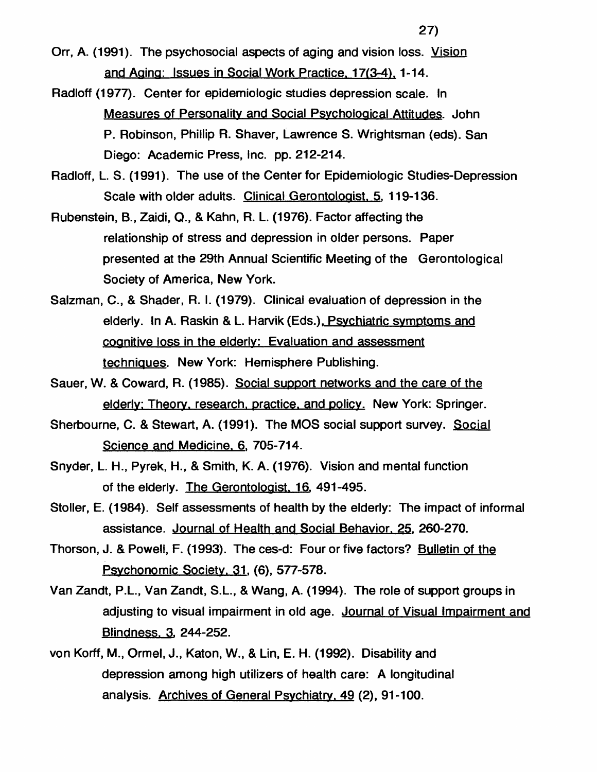Orr, A. (1991). The psychosocial aspects of aging and vision loss. Vision and Aging: Issues in Social Work Practice, 17(3-4), 1-14.

Radloff (1977). Center for epidemiologic studies depression scale. In Measures of Personality and Social Psychological Attitudes. John P. Robinson, Phillip R. Shaver, Lawrence S. Wrightsman (eds). San Diego: Academic Press, Inc. pp. 212-214.

Radloff, L. S. (1991). The use of the Center for Epidemiologic Studies-Depression Scale with older adults. Clinical Gerontologist, 5, 119-136.

Rubenstein, B., Zaidi, Q., & Kahn, R. L. (1976). Factor affecting the relationship of stress and depression in older persons. Paper presented at the 29th Annual Scientific Meeting of the Gerontological Society of America, New York.

Salzman, C., & Shader, R. I. (1979). Clinical evaluation of depression in the elderly. In A. Raskin & L. Harvik (Eds.), Psychiatric symptoms and cognitive loss in the elderly: Evaluation and assessment techniques. New York: Hemisphere Publishing.

Sauer, W. & Coward, R. (1985). Social support networks and the care of the elderly: Theory, research, practice, and policy. New York: Springer.

Sherbourne, C. & Stewart, A. (1991). The MOS social support survey. Social Science and Medicine, 6, 705-714.

Snyder, L. H., Pyrek, H., & Smith, K. A. (1976). Vision and mental function of the elderly. The Gerontologist, 16, 491-495.

Stoller, E. (1984). Self assessments of health by the elderly: The impact of informal assistance. Journal of Health and Social Behavior, 25, 260-270.

Thorson, J. & Powell, F. (1993). The ces-d: Four or five factors? Bulletin of the Psychonomic Society, 31, (6), 577-578.

Van Zandt, P.L., Van Zandt, S.L., & Wang, A. (1994). The role of support groups in adjusting to visual impairment in old age. Journal of Visual Impairment and Blindness, 3, 244-252.

von Korff, M., Ormel, J., Katon, W., & Lin, E. H. (1992). Disability and depression among high utilizers of health care: A longitudinal analysis. Archives of General Psychiatry, 49 (2), 91-100.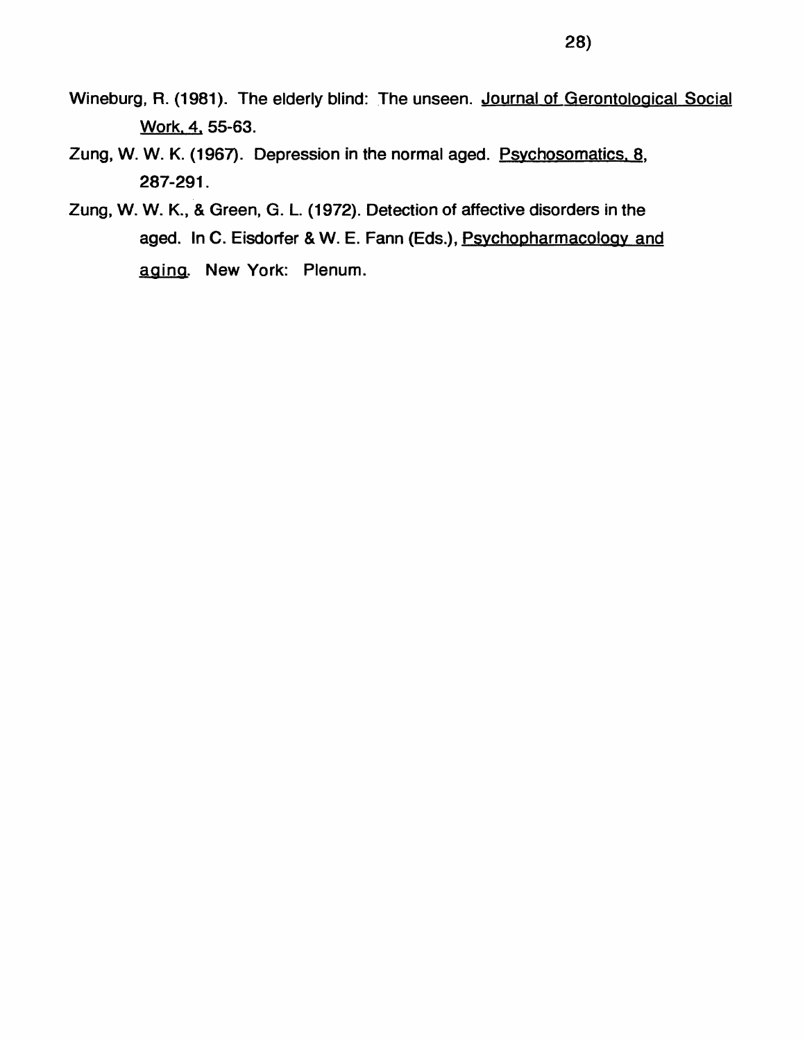Wineburg, R. (1981). The elderly blind: The unseen. Journal of Gerontological Social Work, 4, 55-63.

Zung, W. W. K. (1967). Depression in the normal aged. Psychosomatics, 8, 287-291.

Zung, W. W. K., & Green, G. L. (1972). Detection of affective disorders in the aged. In C. Eisdorfer & W. E. Fann (Eds.), Psychopharmacology and aging. New York: Plenum.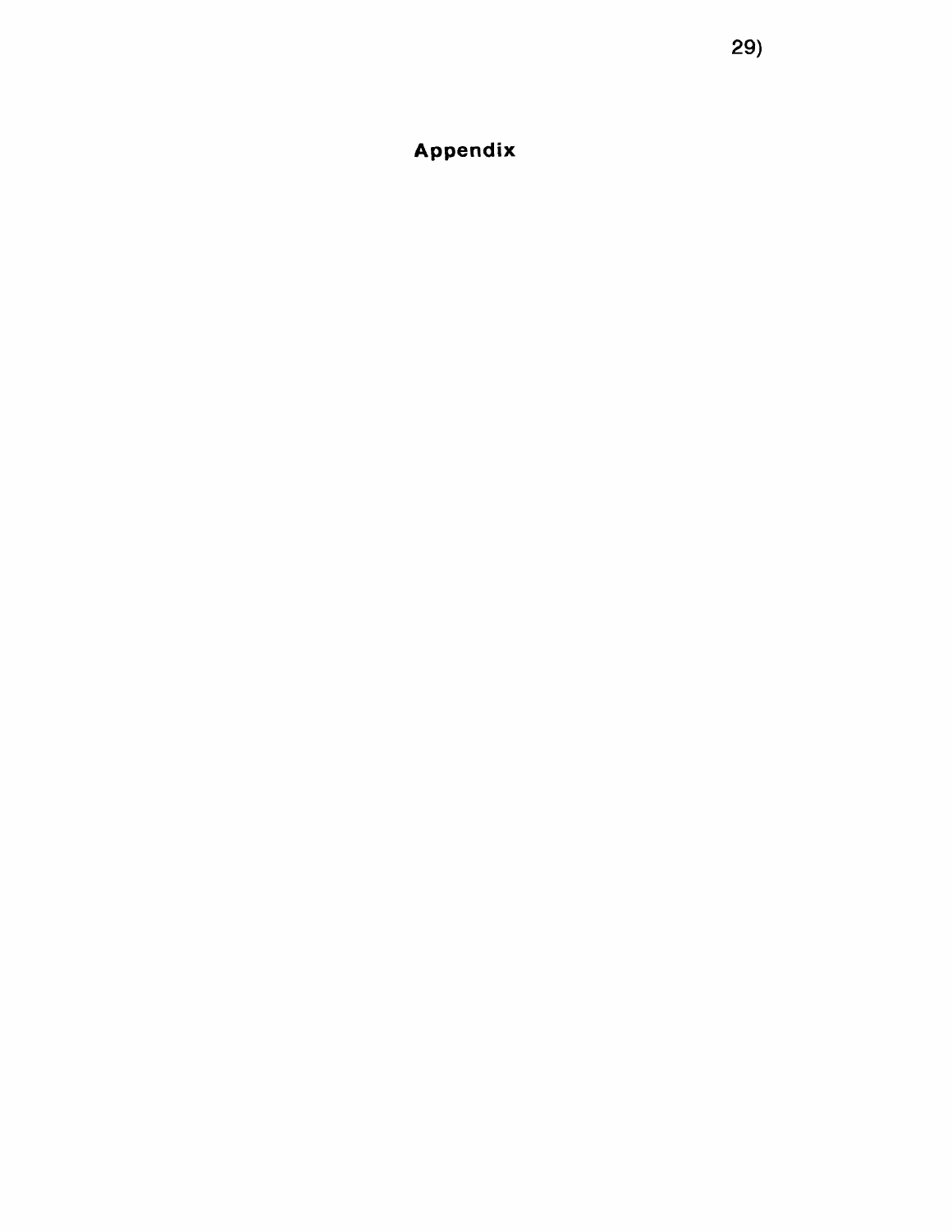# Appendix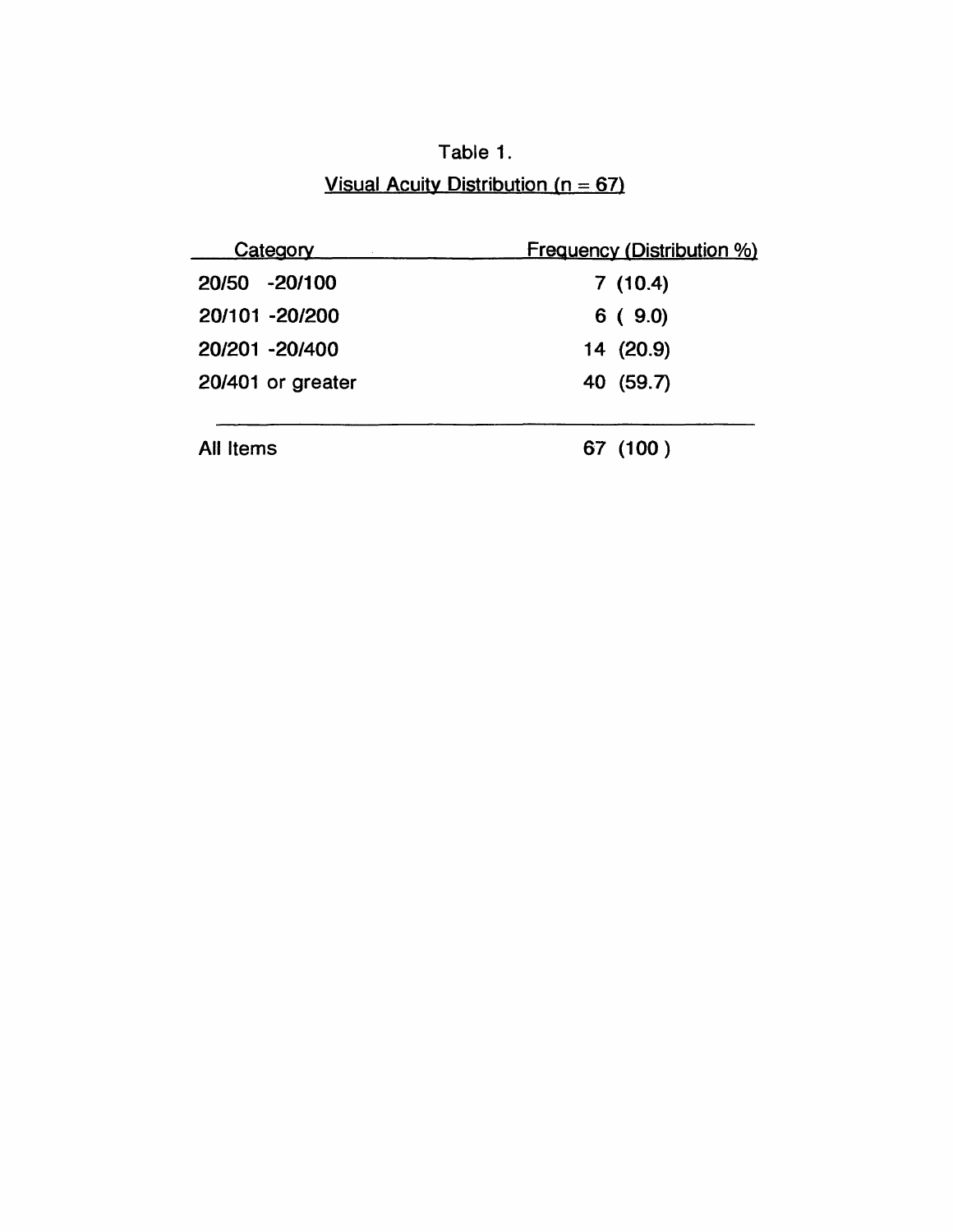Table 1.

Visual Acuity Distribution (n = 67)

| Category | Frequency (Distribution %) |
| --- | --- |
| 20/50 -20/100 | 7 (10.4) |
| 20/101 -20/200 | 6 ( 9.0) |
| 20/201 -20/400 | 14 (20.9) |
| 20/401 or greater | 40 (59.7) |
| All Items | 67 (100 ) |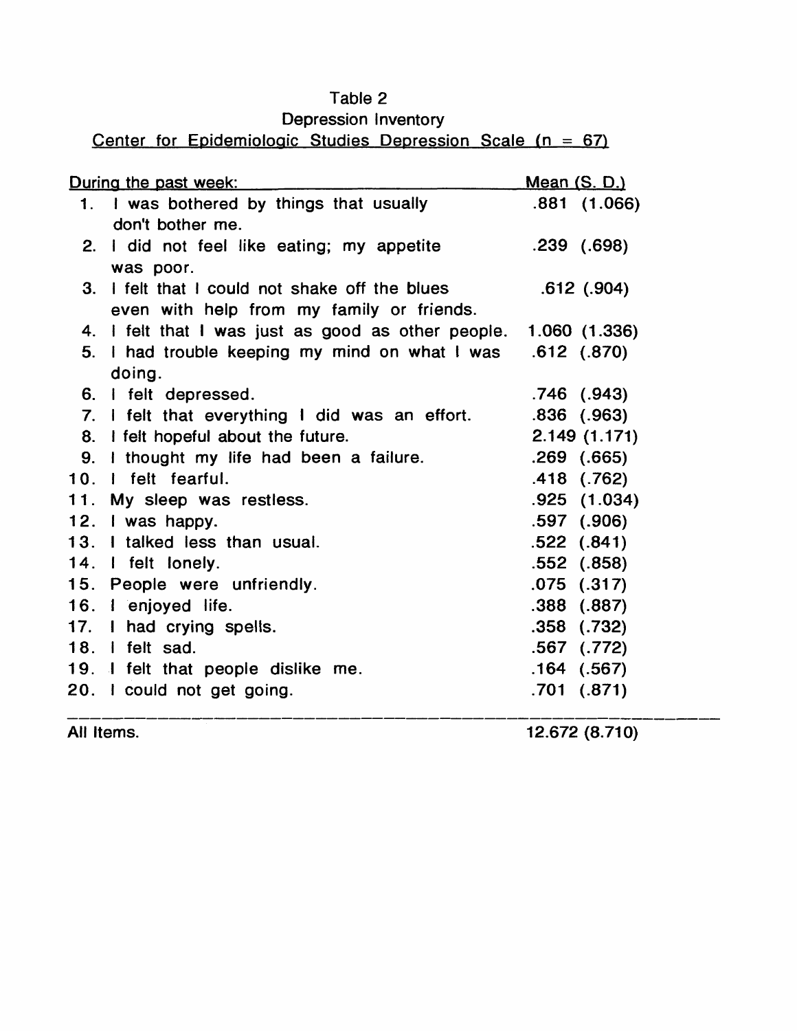Table 2

Depression Inventory

Center for Epidemiologic Studies Depression Scale (n = 67)

| During the past week: | Mean (S. D.) |
|---|---|
| 1. I was bothered by things that usually don't bother me. | .881 (1.066) |
| 2. I did not feel like eating; my appetite was poor. | .239 (.698) |
| 3. I felt that I could not shake off the blues even with help from my family or friends. | .612 (.904) |
| 4. I felt that I was just as good as other people. | 1.060 (1.336) |
| 5. I had trouble keeping my mind on what I was doing. | .612 (.870) |
| 6. I felt depressed. | .746 (.943) |
| 7. I felt that everything I did was an effort. | .836 (.963) |
| 8. I felt hopeful about the future. | 2.149 (1.171) |
| 9. I thought my life had been a failure. | .269 (.665) |
| 10. I felt fearful. | .418 (.762) |
| 11. My sleep was restless. | .925 (1.034) |
| 12. I was happy. | .597 (.906) |
| 13. I talked less than usual. | .522 (.841) |
| 14. I felt lonely. | .552 (.858) |
| 15. People were unfriendly. | .075 (.317) |
| 16. I enjoyed life. | .388 (.887) |
| 17. I had crying spells. | .358 (.732) |
| 18. I felt sad. | .567 (.772) |
| 19. I felt that people dislike me. | .164 (.567) |
| 20. I could not get going. | .701 (.871) |
| All Items. | 12.672 (8.710) |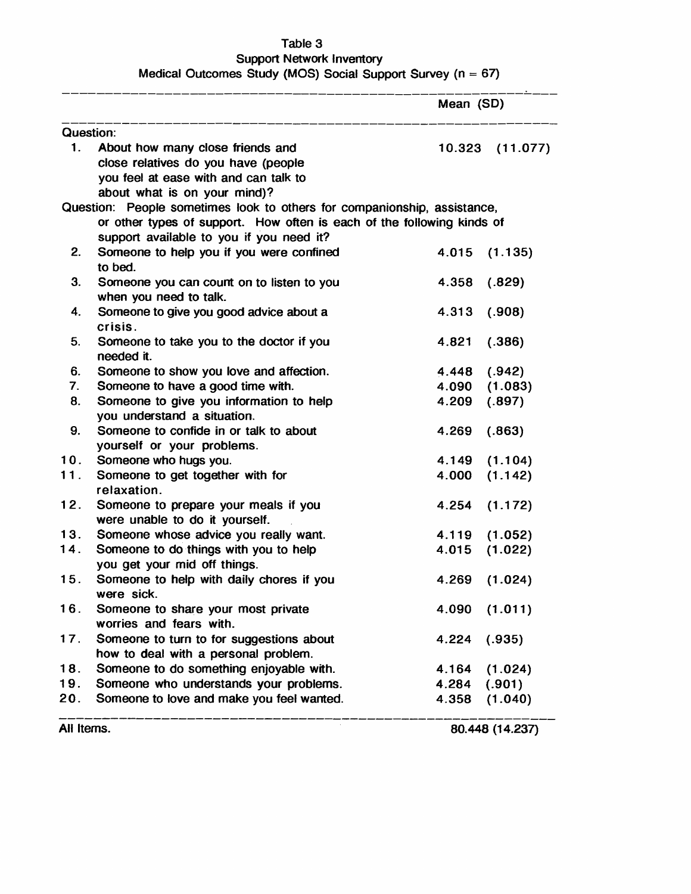Table 3

Support Network Inventory

Medical Outcomes Study (MOS) Social Support Survey (n = 67)

| | | Mean (SD) |
|---|---|---|
| Question: | | |
| 1. | About how many close friends and close relatives do you have (people you feel at ease with and can talk to about what is on your mind)? | 10.323 (11.077) |
| Question: People sometimes look to others for companionship, assistance, or other types of support. How often is each of the following kinds of support available to you if you need it? | | |
| 2. | Someone to help you if you were confined to bed. | 4.015 (1.135) |
| 3. | Someone you can count on to listen to you when you need to talk. | 4.358 (.829) |
| 4. | Someone to give you good advice about a crisis. | 4.313 (.908) |
| 5. | Someone to take you to the doctor if you needed it. | 4.821 (.386) |
| 6. | Someone to show you love and affection. | 4.448 (.942) |
| 7. | Someone to have a good time with. | 4.090 (1.083) |
| 8. | Someone to give you information to help you understand a situation. | 4.209 (.897) |
| 9. | Someone to confide in or talk to about yourself or your problems. | 4.269 (.863) |
| 10. | Someone who hugs you. | 4.149 (1.104) |
| 11. | Someone to get together with for relaxation. | 4.000 (1.142) |
| 12. | Someone to prepare your meals if you were unable to do it yourself. | 4.254 (1.172) |
| 13. | Someone whose advice you really want. | 4.119 (1.052) |
| 14. | Someone to do things with you to help you get your mid off things. | 4.015 (1.022) |
| 15. | Someone to help with daily chores if you were sick. | 4.269 (1.024) |
| 16. | Someone to share your most private worries and fears with. | 4.090 (1.011) |
| 17. | Someone to turn to for suggestions about how to deal with a personal problem. | 4.224 (.935) |
| 18. | Someone to do something enjoyable with. | 4.164 (1.024) |
| 19. | Someone who understands your problems. | 4.284 (.901) |
| 20. | Someone to love and make you feel wanted. | 4.358 (1.040) |
| All Items. | | 80.448 (14.237) |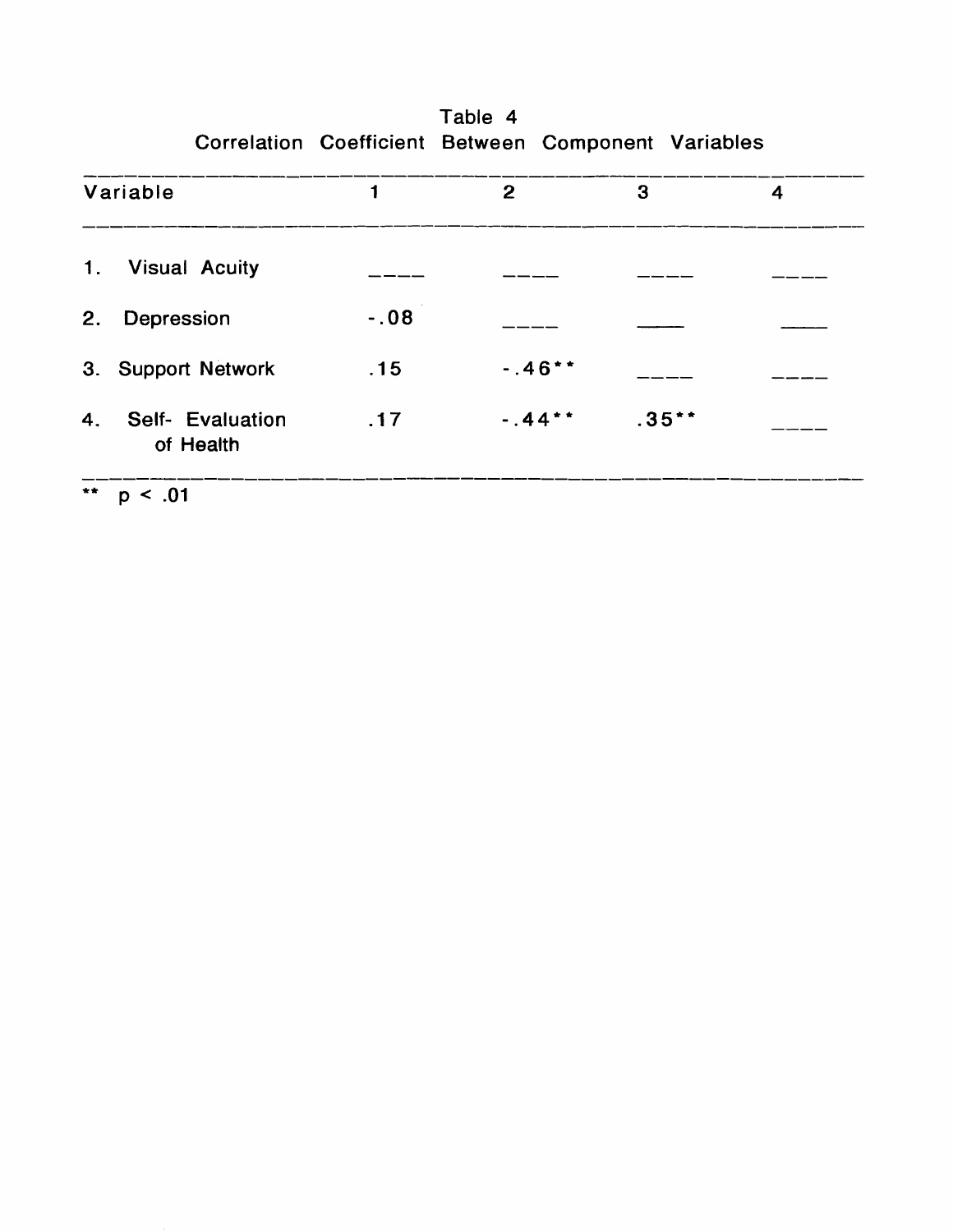Table 4
Correlation Coefficient Between Component Variables

| Variable | 1 | 2 | 3 | 4 |
|---|---|---|---|---|
| 1. Visual Acuity | ---- | ---- | ---- | ---- |
| 2. Depression | -.08 | ---- | ---- | ---- |
| 3. Support Network | .15 | -.46** | ---- | ---- |
| 4. Self- Evaluation of Health | .17 | -.44** | .35** | ---- |

** $p < .01$